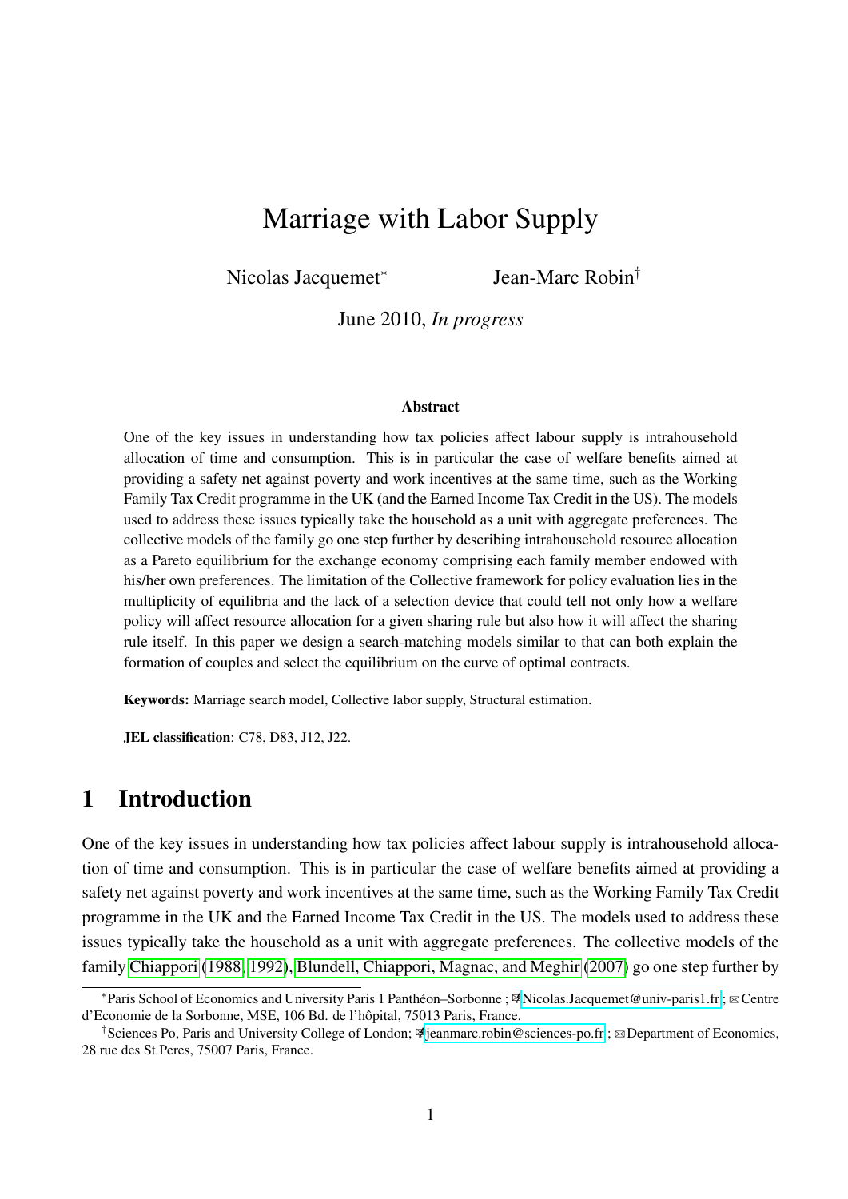# Marriage with Labor Supply

Nicolas Jacquemet[*] Jean-Marc Robin[†]

June 2010, *In progress*

### Abstract

One of the key issues in understanding how tax policies affect labour supply is intrahousehold allocation of time and consumption. This is in particular the case of welfare benefits aimed at providing a safety net against poverty and work incentives at the same time, such as the Working Family Tax Credit programme in the UK (and the Earned Income Tax Credit in the US). The models used to address these issues typically take the household as a unit with aggregate preferences. The collective models of the family go one step further by describing intrahousehold resource allocation as a Pareto equilibrium for the exchange economy comprising each family member endowed with his/her own preferences. The limitation of the Collective framework for policy evaluation lies in the multiplicity of equilibria and the lack of a selection device that could tell not only how a welfare policy will affect resource allocation for a given sharing rule but also how it will affect the sharing rule itself. In this paper we design a search-matching models similar to that can both explain the formation of couples and select the equilibrium on the curve of optimal contracts.

**Keywords:** Marriage search model, Collective labor supply, Structural estimation.

**JEL classification**: C78, D83, J12, J22.

## 1 Introduction

One of the key issues in understanding how tax policies affect labour supply is intrahousehold allocation of time and consumption. This is in particular the case of welfare benefits aimed at providing a safety net against poverty and work incentives at the same time, such as the Working Family Tax Credit programme in the UK and the Earned Income Tax Credit in the US. The models used to address these issues typically take the household as a unit with aggregate preferences. The collective models of the family Chiappori (1988, 1992), Blundell, Chiappori, Magnac, and Meghir (2007) go one step further by

[*] Paris School of Economics and University Paris 1 Panthéon–Sorbonne ; Nicolas.Jacquemet@univ-paris1.fr ; Centre d'Economie de la Sorbonne, MSE, 106 Bd. de l'hôpital, 75013 Paris, France.

[†] Sciences Po, Paris and University College of London; jeanmarc.robin@sciences-po.fr ; Department of Economics, 28 rue des St Peres, 75007 Paris, France.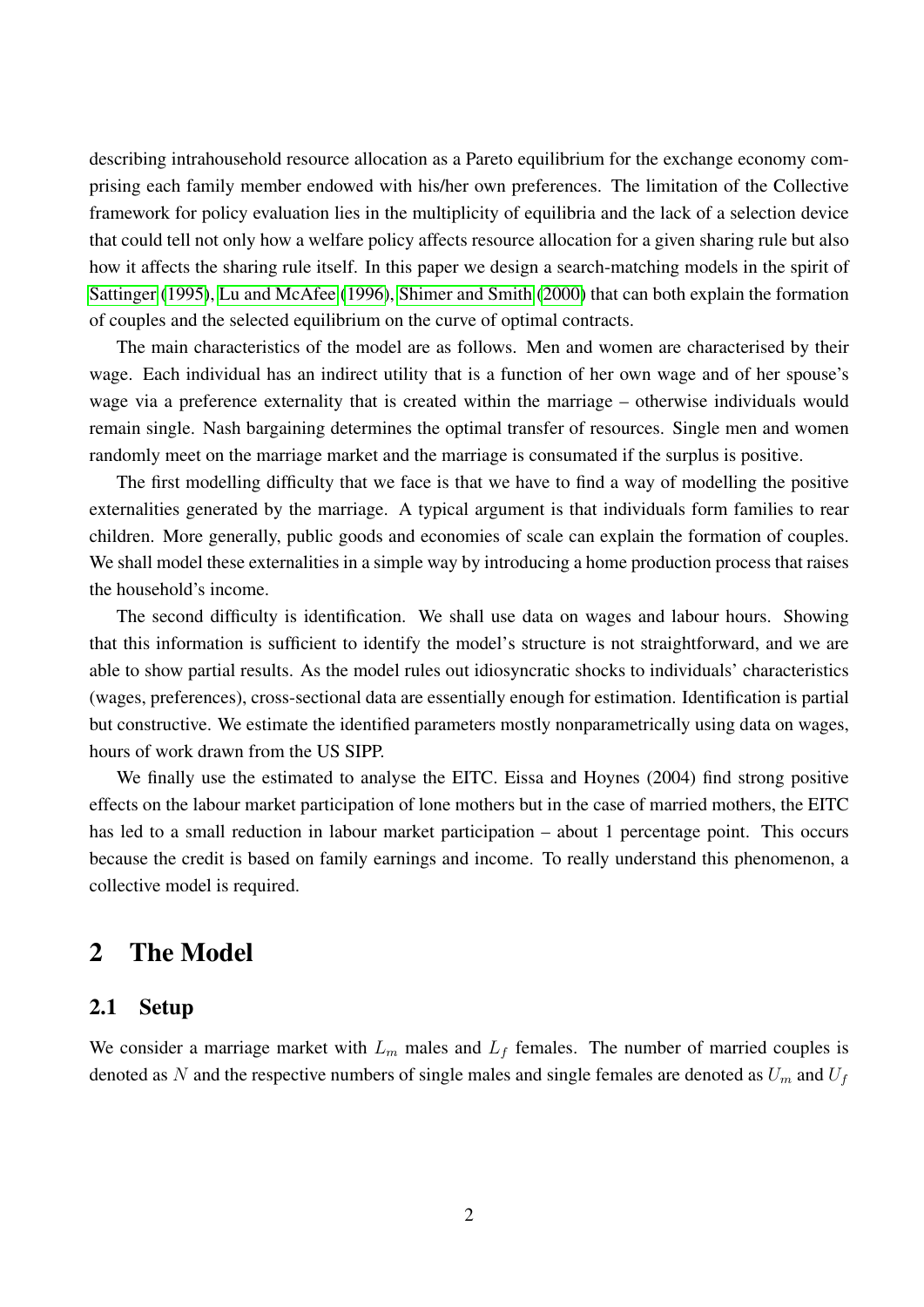describing intrahousehold resource allocation as a Pareto equilibrium for the exchange economy comprising each family member endowed with his/her own preferences. The limitation of the Collective framework for policy evaluation lies in the multiplicity of equilibria and the lack of a selection device that could tell not only how a welfare policy affects resource allocation for a given sharing rule but also how it affects the sharing rule itself. In this paper we design a search-matching models in the spirit of Sattinger (1995), Lu and McAfee (1996), Shimer and Smith (2000) that can both explain the formation of couples and the selected equilibrium on the curve of optimal contracts.

The main characteristics of the model are as follows. Men and women are characterised by their wage. Each individual has an indirect utility that is a function of her own wage and of her spouse's wage via a preference externality that is created within the marriage – otherwise individuals would remain single. Nash bargaining determines the optimal transfer of resources. Single men and women randomly meet on the marriage market and the marriage is consumated if the surplus is positive.

The first modelling difficulty that we face is that we have to find a way of modelling the positive externalities generated by the marriage. A typical argument is that individuals form families to rear children. More generally, public goods and economies of scale can explain the formation of couples. We shall model these externalities in a simple way by introducing a home production process that raises the household's income.

The second difficulty is identification. We shall use data on wages and labour hours. Showing that this information is sufficient to identify the model's structure is not straightforward, and we are able to show partial results. As the model rules out idiosyncratic shocks to individuals' characteristics (wages, preferences), cross-sectional data are essentially enough for estimation. Identification is partial but constructive. We estimate the identified parameters mostly nonparametrically using data on wages, hours of work drawn from the US SIPP.

We finally use the estimated to analyse the EITC. Eissa and Hoynes (2004) find strong positive effects on the labour market participation of lone mothers but in the case of married mothers, the EITC has led to a small reduction in labour market participation – about 1 percentage point. This occurs because the credit is based on family earnings and income. To really understand this phenomenon, a collective model is required.

## 2 The Model

### 2.1 Setup

We consider a marriage market with $L_m$ males and $L_f$ females. The number of married couples is denoted as $N$ and the respective numbers of single males and single females are denoted as $U_m$ and $U_f$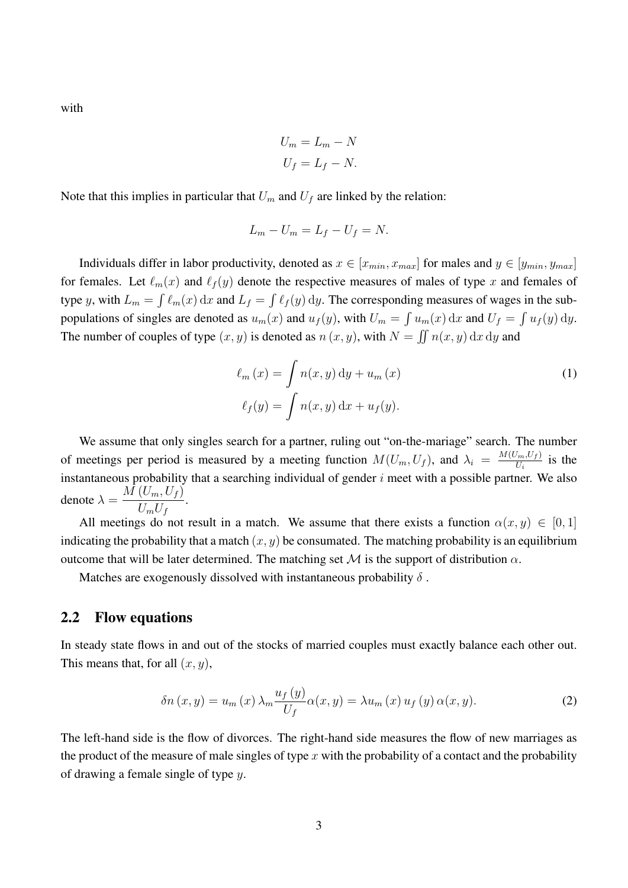with

$$U_m = L_m - N$$
$$U_f = L_f - N.$$

Note that this implies in particular that $U_m$ and $U_f$ are linked by the relation:

$$L_m - U_m = L_f - U_f = N.$$

Individuals differ in labor productivity, denoted as $x \in [x_{min}, x_{max}]$ for males and $y \in [y_{min}, y_{max}]$ for females. Let $\ell_m(x)$ and $\ell_f(y)$ denote the respective measures of males of type $x$ and females of type $y$, with $L_m = \int \ell_m(x)\,\mathrm{d}x$ and $L_f = \int \ell_f(y)\,\mathrm{d}y$. The corresponding measures of wages in the sub-populations of singles are denoted as $u_m(x)$ and $u_f(y)$, with $U_m = \int u_m(x)\,\mathrm{d}x$ and $U_f = \int u_f(y)\,\mathrm{d}y$. The number of couples of type $(x, y)$ is denoted as $n(x, y)$, with $N = \iint n(x, y)\,\mathrm{d}x\,\mathrm{d}y$ and

$$\begin{aligned}
\ell_m(x) &= \int n(x, y)\,\mathrm{d}y + u_m(x) \\
\ell_f(y) &= \int n(x, y)\,\mathrm{d}x + u_f(y).
\end{aligned} \tag{1}$$

We assume that only singles search for a partner, ruling out "on-the-mariage" search. The number of meetings per period is measured by a meeting function $M(U_m, U_f)$, and $\lambda_i = \frac{M(U_m, U_f)}{U_i}$ is the instantaneous probability that a searching individual of gender $i$ meet with a possible partner. We also denote $\lambda = \dfrac{M(U_m, U_f)}{U_m U_f}$.

All meetings do not result in a match. We assume that there exists a function $\alpha(x, y) \in [0, 1]$ indicating the probability that a match $(x, y)$ be consumated. The matching probability is an equilibrium outcome that will be later determined. The matching set $\mathcal{M}$ is the support of distribution $\alpha$.

Matches are exogenously dissolved with instantaneous probability $\delta$ .

## 2.2 Flow equations

In steady state flows in and out of the stocks of married couples must exactly balance each other out. This means that, for all $(x, y)$,

$$\delta n(x, y) = u_m(x)\,\lambda_m \frac{u_f(y)}{U_f}\alpha(x, y) = \lambda u_m(x)\,u_f(y)\,\alpha(x, y). \tag{2}$$

The left-hand side is the flow of divorces. The right-hand side measures the flow of new marriages as the product of the measure of male singles of type $x$ with the probability of a contact and the probability of drawing a female single of type $y$.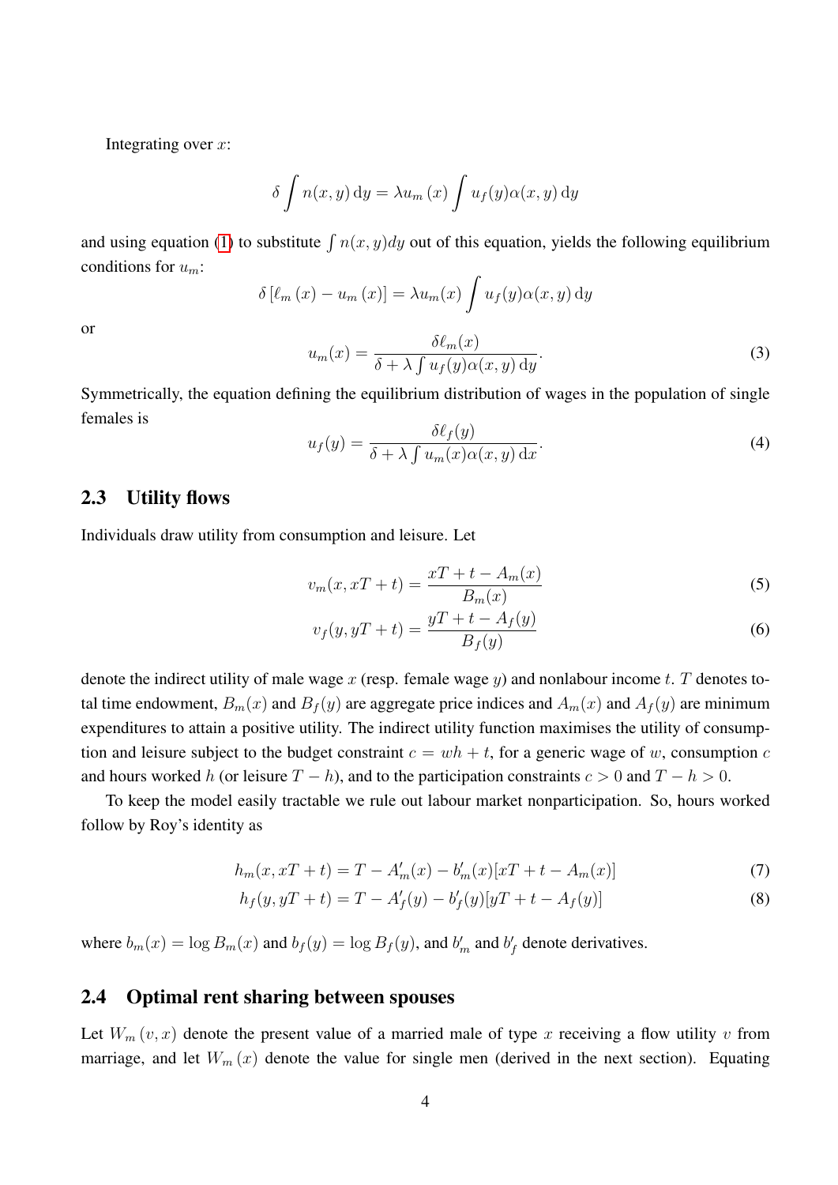Integrating over $x$:

$$\delta \int n(x,y)\,\mathrm{d}y = \lambda u_m(x) \int u_f(y)\alpha(x,y)\,\mathrm{d}y$$

and using equation (1) to substitute $\int n(x,y)dy$ out of this equation, yields the following equilibrium conditions for $u_m$:

$$\delta\left[\ell_m(x) - u_m(x)\right] = \lambda u_m(x) \int u_f(y)\alpha(x,y)\,\mathrm{d}y$$

or

$$u_m(x) = \frac{\delta \ell_m(x)}{\delta + \lambda \int u_f(y)\alpha(x,y)\,\mathrm{d}y}. \tag{3}$$

Symmetrically, the equation defining the equilibrium distribution of wages in the population of single females is

$$u_f(y) = \frac{\delta \ell_f(y)}{\delta + \lambda \int u_m(x)\alpha(x,y)\,\mathrm{d}x}. \tag{4}$$

## 2.3 Utility flows

Individuals draw utility from consumption and leisure. Let

$$v_m(x, xT + t) = \frac{xT + t - A_m(x)}{B_m(x)} \tag{5}$$

$$v_f(y, yT + t) = \frac{yT + t - A_f(y)}{B_f(y)} \tag{6}$$

denote the indirect utility of male wage $x$ (resp. female wage $y$) and nonlabour income $t$. $T$ denotes total time endowment, $B_m(x)$ and $B_f(y)$ are aggregate price indices and $A_m(x)$ and $A_f(y)$ are minimum expenditures to attain a positive utility. The indirect utility function maximises the utility of consumption and leisure subject to the budget constraint $c = wh + t$, for a generic wage of $w$, consumption $c$ and hours worked $h$ (or leisure $T - h$), and to the participation constraints $c > 0$ and $T - h > 0$.

To keep the model easily tractable we rule out labour market nonparticipation. So, hours worked follow by Roy's identity as

$$h_m(x, xT + t) = T - A'_m(x) - b'_m(x)[xT + t - A_m(x)] \tag{7}$$

$$h_f(y, yT + t) = T - A'_f(y) - b'_f(y)[yT + t - A_f(y)] \tag{8}$$

where $b_m(x) = \log B_m(x)$ and $b_f(y) = \log B_f(y)$, and $b'_m$ and $b'_f$ denote derivatives.

## 2.4 Optimal rent sharing between spouses

Let $W_m(v, x)$ denote the present value of a married male of type $x$ receiving a flow utility $v$ from marriage, and let $W_m(x)$ denote the value for single men (derived in the next section). Equating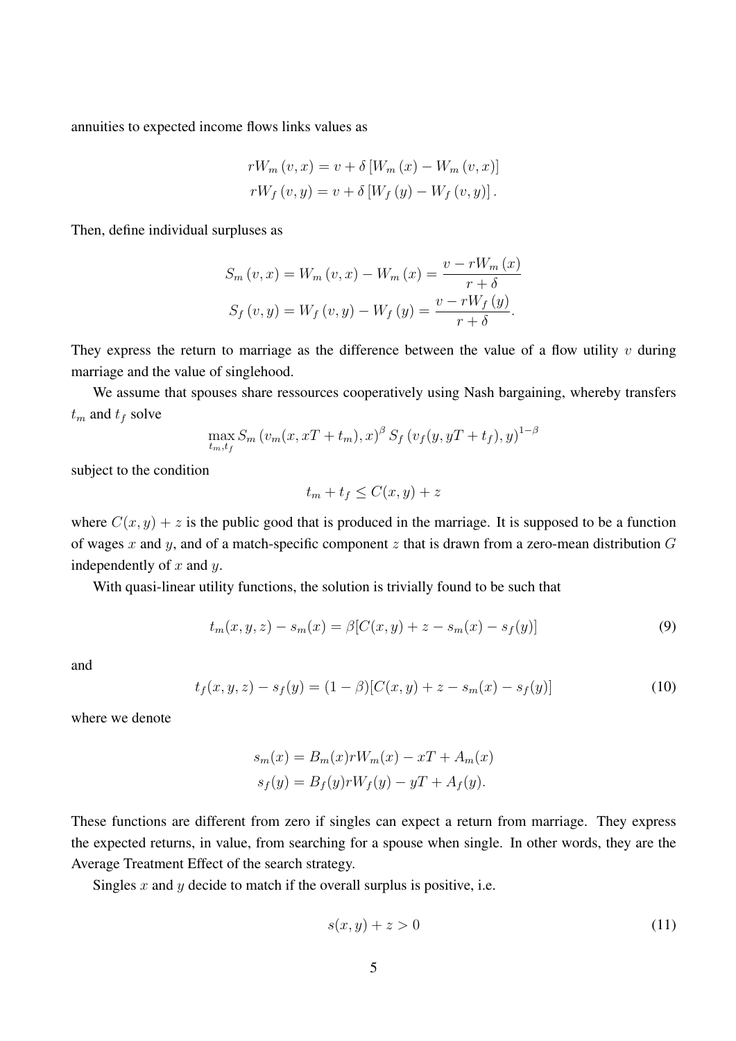annuities to expected income flows links values as

$$rW_m(v,x) = v + \delta\left[W_m(x) - W_m(v,x)\right]$$
$$rW_f(v,y) = v + \delta\left[W_f(y) - W_f(v,y)\right].$$

Then, define individual surpluses as

$$S_m(v,x) = W_m(v,x) - W_m(x) = \frac{v - rW_m(x)}{r+\delta}$$
$$S_f(v,y) = W_f(v,y) - W_f(y) = \frac{v - rW_f(y)}{r+\delta}.$$

They express the return to marriage as the difference between the value of a flow utility $v$ during marriage and the value of singlehood.

We assume that spouses share ressources cooperatively using Nash bargaining, whereby transfers $t_m$ and $t_f$ solve

$$\max_{t_m,t_f} S_m\left(v_m(x, xT+t_m), x\right)^{\beta} S_f\left(v_f(y, yT+t_f), y\right)^{1-\beta}$$

subject to the condition

$$t_m + t_f \leq C(x,y) + z$$

where $C(x,y) + z$ is the public good that is produced in the marriage. It is supposed to be a function of wages $x$ and $y$, and of a match-specific component $z$ that is drawn from a zero-mean distribution $G$ independently of $x$ and $y$.

With quasi-linear utility functions, the solution is trivially found to be such that

$$t_m(x,y,z) - s_m(x) = \beta[C(x,y) + z - s_m(x) - s_f(y)] \tag{9}$$

and

$$t_f(x,y,z) - s_f(y) = (1-\beta)[C(x,y) + z - s_m(x) - s_f(y)] \tag{10}$$

where we denote

$$s_m(x) = B_m(x)rW_m(x) - xT + A_m(x)$$
$$s_f(y) = B_f(y)rW_f(y) - yT + A_f(y).$$

These functions are different from zero if singles can expect a return from marriage. They express the expected returns, in value, from searching for a spouse when single. In other words, they are the Average Treatment Effect of the search strategy.

Singles $x$ and $y$ decide to match if the overall surplus is positive, i.e.

$$s(x,y) + z > 0 \tag{11}$$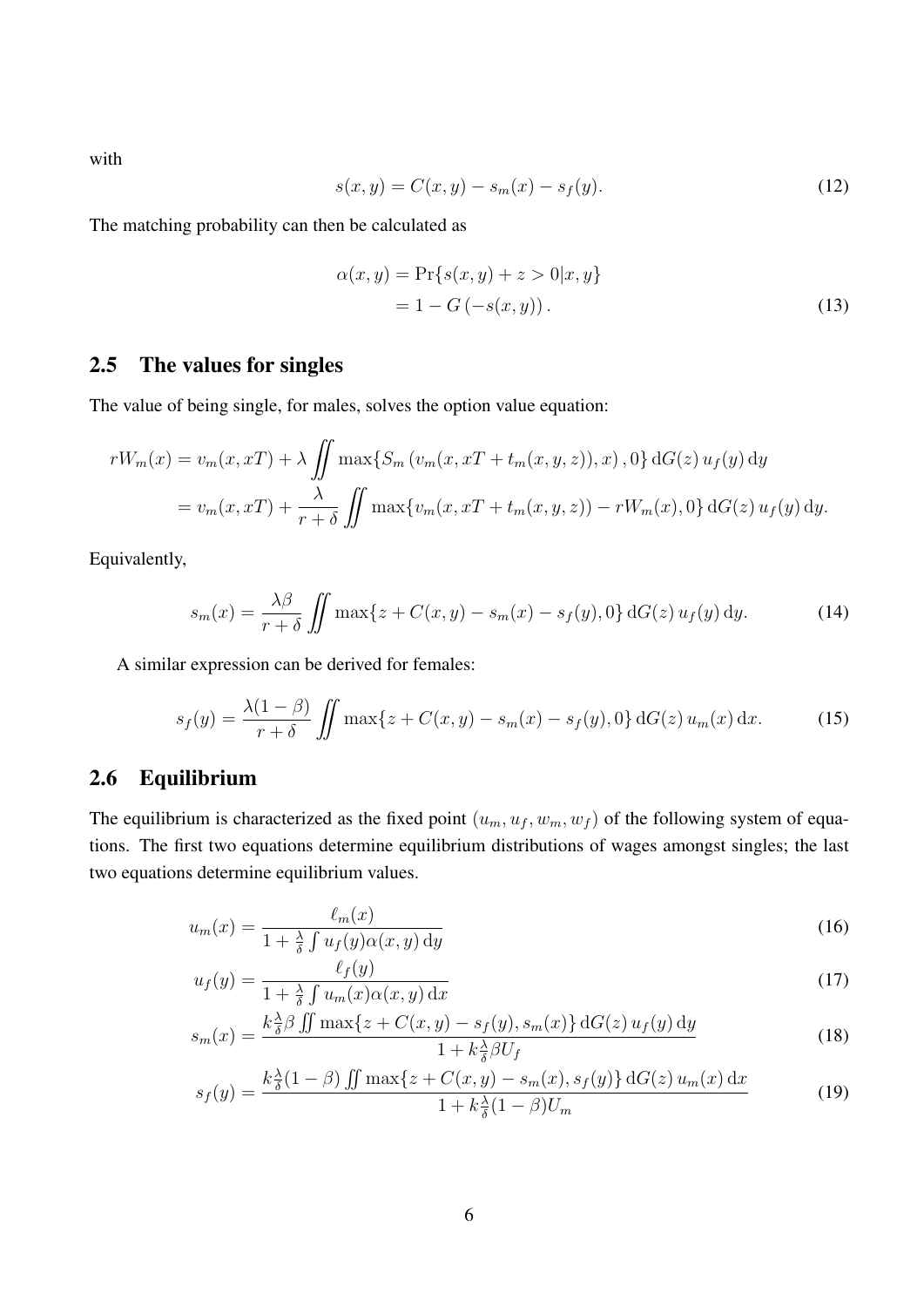with

$$s(x,y) = C(x,y) - s_m(x) - s_f(y). \tag{12}$$

The matching probability can then be calculated as

$$\begin{aligned}\alpha(x,y) &= \Pr\{s(x,y) + z > 0 | x, y\} \\ &= 1 - G\left(-s(x,y)\right).\end{aligned} \tag{13}$$

## 2.5 The values for singles

The value of being single, for males, solves the option value equation:

$$\begin{aligned}rW_m(x) &= v_m(x, xT) + \lambda \iint \max\{S_m\left(v_m(x, xT + t_m(x,y,z)), x\right), 0\} \, \mathrm{d}G(z) \, u_f(y) \, \mathrm{d}y \\ &= v_m(x, xT) + \frac{\lambda}{r+\delta} \iint \max\{v_m(x, xT + t_m(x,y,z)) - rW_m(x), 0\} \, \mathrm{d}G(z) \, u_f(y) \, \mathrm{d}y.\end{aligned}$$

Equivalently,

$$s_m(x) = \frac{\lambda \beta}{r+\delta} \iint \max\{z + C(x,y) - s_m(x) - s_f(y), 0\} \, \mathrm{d}G(z) \, u_f(y) \, \mathrm{d}y. \tag{14}$$

A similar expression can be derived for females:

$$s_f(y) = \frac{\lambda(1-\beta)}{r+\delta} \iint \max\{z + C(x,y) - s_m(x) - s_f(y), 0\} \, \mathrm{d}G(z) \, u_m(x) \, \mathrm{d}x. \tag{15}$$

## 2.6 Equilibrium

The equilibrium is characterized as the fixed point $(u_m, u_f, w_m, w_f)$ of the following system of equations. The first two equations determine equilibrium distributions of wages amongst singles; the last two equations determine equilibrium values.

$$u_m(x) = \frac{\ell_m(x)}{1 + \frac{\lambda}{\delta} \int u_f(y) \alpha(x,y) \, \mathrm{d}y} \tag{16}$$

$$u_f(y) = \frac{\ell_f(y)}{1 + \frac{\lambda}{\delta} \int u_m(x) \alpha(x,y) \, \mathrm{d}x} \tag{17}$$

$$s_m(x) = \frac{k \frac{\lambda}{\delta} \beta \iint \max\{z + C(x,y) - s_f(y), s_m(x)\} \, \mathrm{d}G(z) \, u_f(y) \, \mathrm{d}y}{1 + k \frac{\lambda}{\delta} \beta U_f} \tag{18}$$

$$s_f(y) = \frac{k \frac{\lambda}{\delta}(1-\beta) \iint \max\{z + C(x,y) - s_m(x), s_f(y)\} \, \mathrm{d}G(z) \, u_m(x) \, \mathrm{d}x}{1 + k \frac{\lambda}{\delta}(1-\beta) U_m} \tag{19}$$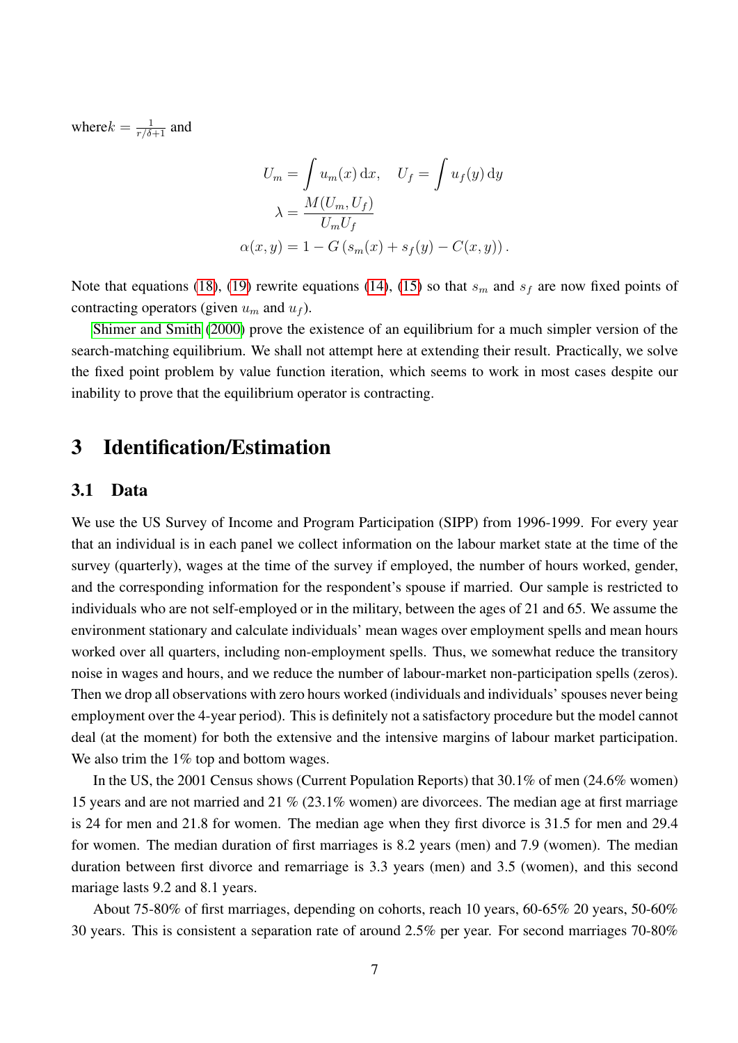where$k = \frac{1}{r/\delta + 1}$ and

$$
\begin{aligned}
U_m &= \int u_m(x)\,\mathrm{d}x, \quad U_f = \int u_f(y)\,\mathrm{d}y \\
\lambda &= \frac{M(U_m, U_f)}{U_m U_f} \\
\alpha(x, y) &= 1 - G\left(s_m(x) + s_f(y) - C(x, y)\right).
\end{aligned}
$$

Note that equations (18), (19) rewrite equations (14), (15) so that $s_m$ and $s_f$ are now fixed points of contracting operators (given $u_m$ and $u_f$).

Shimer and Smith (2000) prove the existence of an equilibrium for a much simpler version of the search-matching equilibrium. We shall not attempt here at extending their result. Practically, we solve the fixed point problem by value function iteration, which seems to work in most cases despite our inability to prove that the equilibrium operator is contracting.

# 3 Identification/Estimation

## 3.1 Data

We use the US Survey of Income and Program Participation (SIPP) from 1996-1999. For every year that an individual is in each panel we collect information on the labour market state at the time of the survey (quarterly), wages at the time of the survey if employed, the number of hours worked, gender, and the corresponding information for the respondent's spouse if married. Our sample is restricted to individuals who are not self-employed or in the military, between the ages of 21 and 65. We assume the environment stationary and calculate individuals' mean wages over employment spells and mean hours worked over all quarters, including non-employment spells. Thus, we somewhat reduce the transitory noise in wages and hours, and we reduce the number of labour-market non-participation spells (zeros). Then we drop all observations with zero hours worked (individuals and individuals' spouses never being employment over the 4-year period). This is definitely not a satisfactory procedure but the model cannot deal (at the moment) for both the extensive and the intensive margins of labour market participation. We also trim the 1% top and bottom wages.

In the US, the 2001 Census shows (Current Population Reports) that 30.1% of men (24.6% women) 15 years and are not married and 21 % (23.1% women) are divorcees. The median age at first marriage is 24 for men and 21.8 for women. The median age when they first divorce is 31.5 for men and 29.4 for women. The median duration of first marriages is 8.2 years (men) and 7.9 (women). The median duration between first divorce and remarriage is 3.3 years (men) and 3.5 (women), and this second mariage lasts 9.2 and 8.1 years.

About 75-80% of first marriages, depending on cohorts, reach 10 years, 60-65% 20 years, 50-60% 30 years. This is consistent a separation rate of around 2.5% per year. For second marriages 70-80%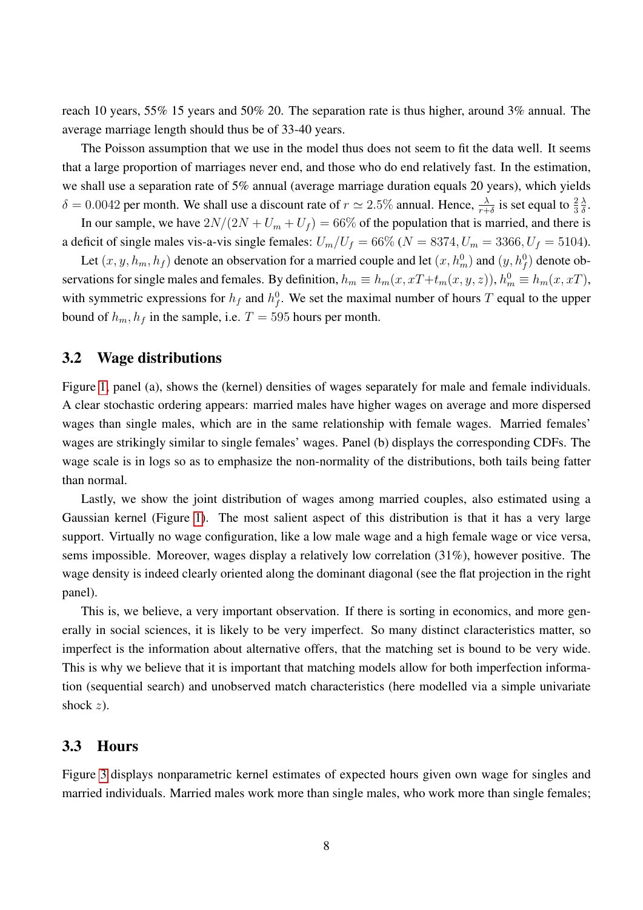reach 10 years, 55% 15 years and 50% 20. The separation rate is thus higher, around 3% annual. The average marriage length should thus be of 33-40 years.

The Poisson assumption that we use in the model thus does not seem to fit the data well. It seems that a large proportion of marriages never end, and those who do end relatively fast. In the estimation, we shall use a separation rate of 5% annual (average marriage duration equals 20 years), which yields $\delta = 0.0042$ per month. We shall use a discount rate of $r \simeq 2.5\%$ annual. Hence, $\frac{\lambda}{r+\delta}$ is set equal to $\frac{2}{3}\frac{\lambda}{\delta}$.

In our sample, we have $2N/(2N + U_m + U_f) = 66\%$ of the population that is married, and there is a deficit of single males vis-a-vis single females: $U_m/U_f = 66\%$ ($N = 8374, U_m = 3366, U_f = 5104$).

Let $(x, y, h_m, h_f)$ denote an observation for a married couple and let $(x, h_m^0)$ and $(y, h_f^0)$ denote observations for single males and females. By definition, $h_m \equiv h_m(x, xT + t_m(x, y, z))$, $h_m^0 \equiv h_m(x, xT)$, with symmetric expressions for $h_f$ and $h_f^0$. We set the maximal number of hours $T$ equal to the upper bound of $h_m, h_f$ in the sample, i.e. $T = 595$ hours per month.

## 3.2 Wage distributions

Figure 1, panel (a), shows the (kernel) densities of wages separately for male and female individuals. A clear stochastic ordering appears: married males have higher wages on average and more dispersed wages than single males, which are in the same relationship with female wages. Married females' wages are strikingly similar to single females' wages. Panel (b) displays the corresponding CDFs. The wage scale is in logs so as to emphasize the non-normality of the distributions, both tails being fatter than normal.

Lastly, we show the joint distribution of wages among married couples, also estimated using a Gaussian kernel (Figure 1). The most salient aspect of this distribution is that it has a very large support. Virtually no wage configuration, like a low male wage and a high female wage or vice versa, sems impossible. Moreover, wages display a relatively low correlation (31%), however positive. The wage density is indeed clearly oriented along the dominant diagonal (see the flat projection in the right panel).

This is, we believe, a very important observation. If there is sorting in economics, and more generally in social sciences, it is likely to be very imperfect. So many distinct clarcteristics matter, so imperfect is the information about alternative offers, that the matching set is bound to be very wide. This is why we believe that it is important that matching models allow for both imperfection information (sequential search) and unobserved match characteristics (here modelled via a simple univariate shock $z$).

## 3.3 Hours

Figure 3 displays nonparametric kernel estimates of expected hours given own wage for singles and married individuals. Married males work more than single males, who work more than single females;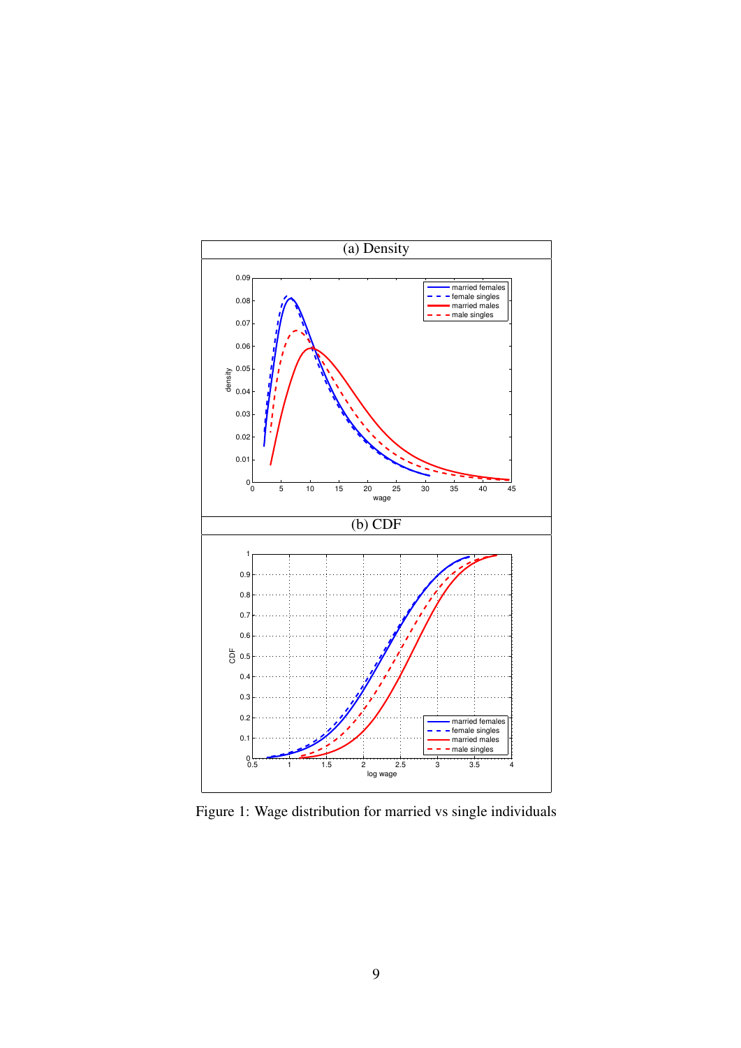(a) Density

(b) CDF

Figure 1: Wage distribution for married vs single individuals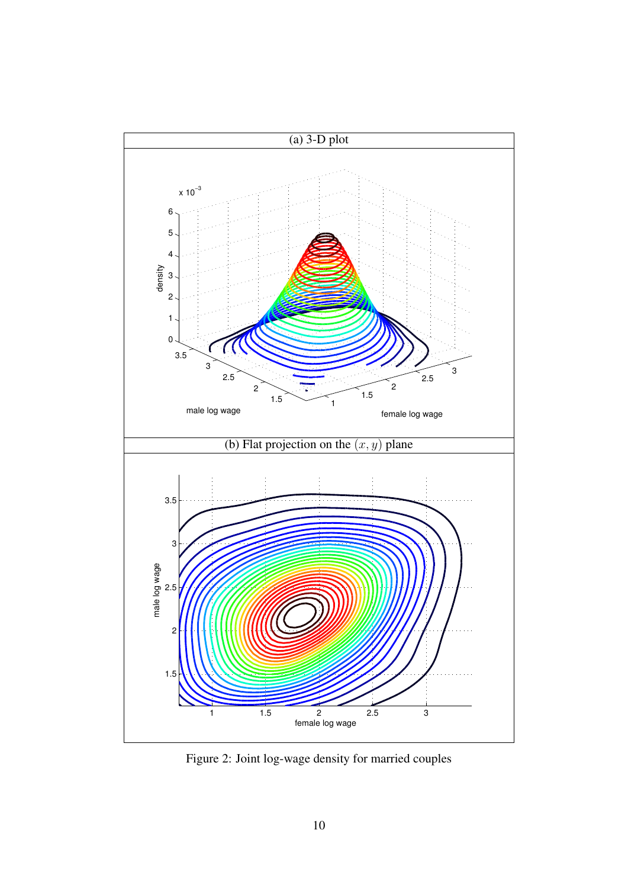(a) 3-D plot

(b) Flat projection on the $(x, y)$ plane

Figure 2: Joint log-wage density for married couples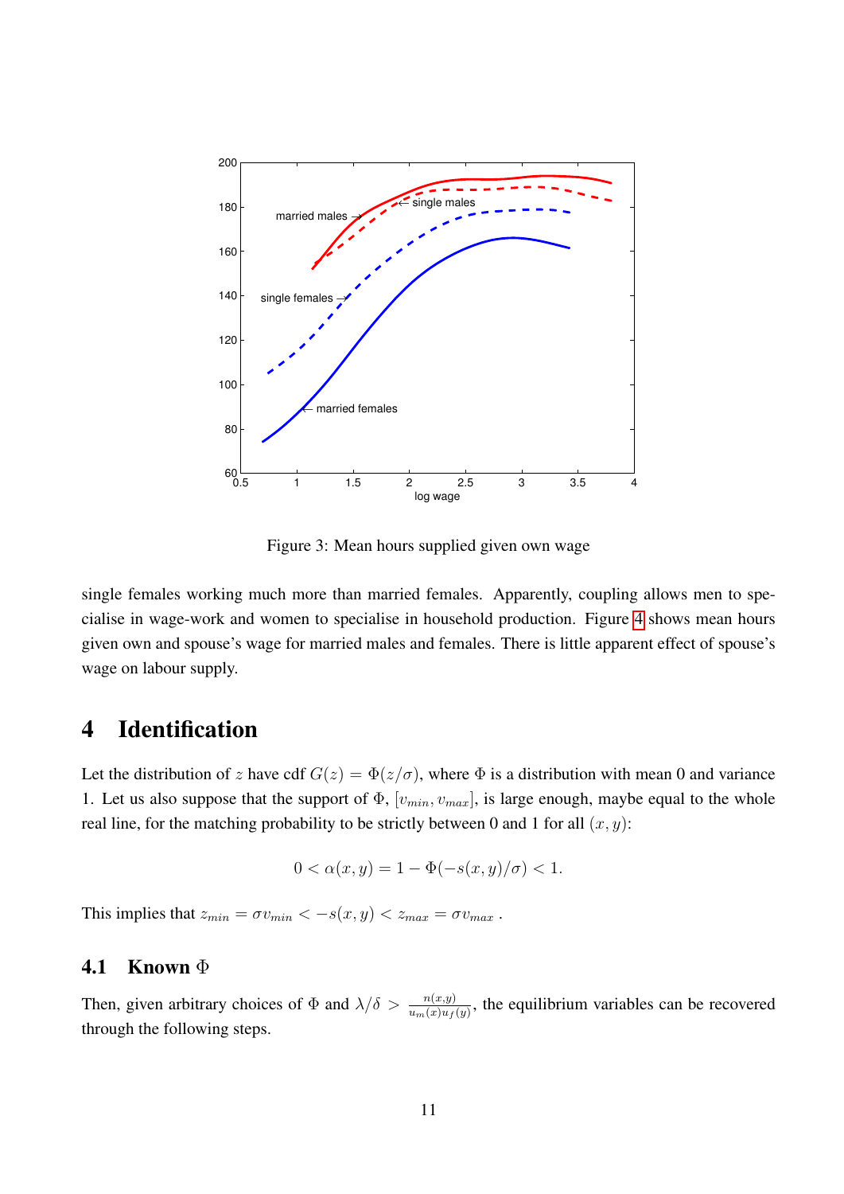Figure 3: Mean hours supplied given own wage

single females working much more than married females. Apparently, coupling allows men to specialise in wage-work and women to specialise in household production. Figure 4 shows mean hours given own and spouse's wage for married males and females. There is little apparent effect of spouse's wage on labour supply.

# 4 Identification

Let the distribution of $z$ have cdf $G(z) = \Phi(z/\sigma)$, where $\Phi$ is a distribution with mean 0 and variance 1. Let us also suppose that the support of $\Phi$, $[v_{min}, v_{max}]$, is large enough, maybe equal to the whole real line, for the matching probability to be strictly between 0 and 1 for all $(x, y)$:

$$0 < \alpha(x, y) = 1 - \Phi(-s(x, y)/\sigma) < 1.$$

This implies that $z_{min} = \sigma v_{min} < -s(x, y) < z_{max} = \sigma v_{max}$ .

## 4.1 Known $\Phi$

Then, given arbitrary choices of $\Phi$ and $\lambda/\delta > \frac{n(x,y)}{u_m(x)u_f(y)}$, the equilibrium variables can be recovered through the following steps.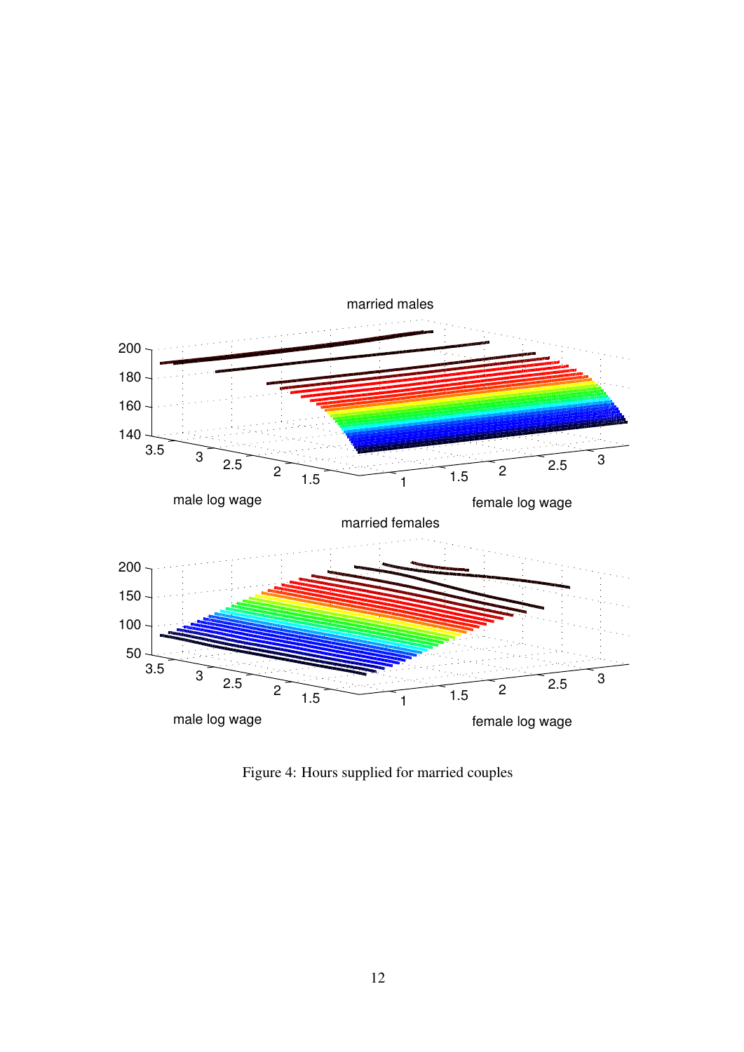Figure 4: Hours supplied for married couples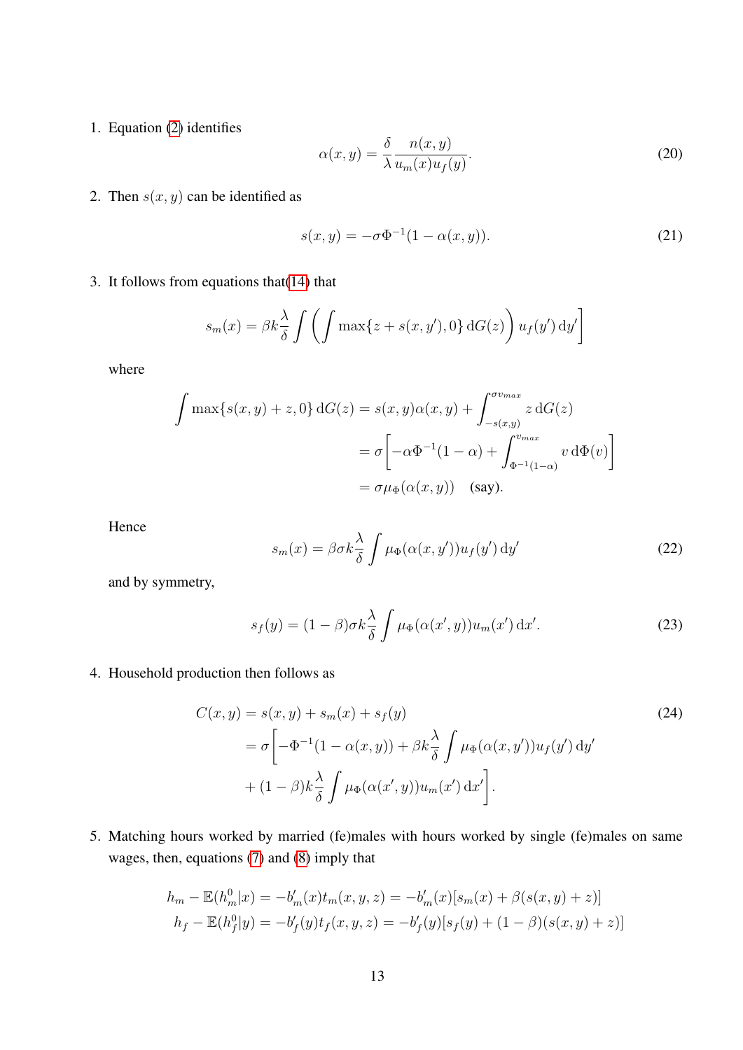1. Equation (2) identifies
$$\alpha(x,y) = \frac{\delta}{\lambda}\frac{n(x,y)}{u_m(x)u_f(y)}. \tag{20}$$

2. Then $s(x,y)$ can be identified as
$$s(x,y) = -\sigma\Phi^{-1}(1-\alpha(x,y)). \tag{21}$$

3. It follows from equations that(14) that
$$s_m(x) = \beta k\frac{\lambda}{\delta}\int\left(\int \max\{z+s(x,y'),0\}\,\mathrm{d}G(z)\right)u_f(y')\,\mathrm{d}y'\Big]$$
where
$$\begin{aligned}\int \max\{s(x,y)+z,0\}\,\mathrm{d}G(z) &= s(x,y)\alpha(x,y) + \int_{-s(x,y)}^{\sigma v_{max}} z\,\mathrm{d}G(z)\\ &= \sigma\left[-\alpha\Phi^{-1}(1-\alpha) + \int_{\Phi^{-1}(1-\alpha)}^{v_{max}} v\,\mathrm{d}\Phi(v)\right]\\ &= \sigma\mu_\Phi(\alpha(x,y)) \quad \text{(say)}.\end{aligned}$$
Hence
$$s_m(x) = \beta\sigma k\frac{\lambda}{\delta}\int \mu_\Phi(\alpha(x,y'))u_f(y')\,\mathrm{d}y' \tag{22}$$
and by symmetry,
$$s_f(y) = (1-\beta)\sigma k\frac{\lambda}{\delta}\int \mu_\Phi(\alpha(x',y))u_m(x')\,\mathrm{d}x'. \tag{23}$$

4. Household production then follows as
$$\begin{aligned}C(x,y) &= s(x,y) + s_m(x) + s_f(y)\\ &= \sigma\Bigg[-\Phi^{-1}(1-\alpha(x,y)) + \beta k\frac{\lambda}{\delta}\int \mu_\Phi(\alpha(x,y'))u_f(y')\,\mathrm{d}y'\\ &\quad + (1-\beta)k\frac{\lambda}{\delta}\int \mu_\Phi(\alpha(x',y))u_m(x')\,\mathrm{d}x'\Bigg].\end{aligned} \tag{24}$$

5. Matching hours worked by married (fe)males with hours worked by single (fe)males on same wages, then, equations (7) and (8) imply that
$$\begin{aligned}h_m - \mathbb{E}(h_m^0|x) &= -b_m'(x)t_m(x,y,z) = -b_m'(x)[s_m(x) + \beta(s(x,y)+z)]\\ h_f - \mathbb{E}(h_f^0|y) &= -b_f'(y)t_f(x,y,z) = -b_f'(y)[s_f(y) + (1-\beta)(s(x,y)+z)]\end{aligned}$$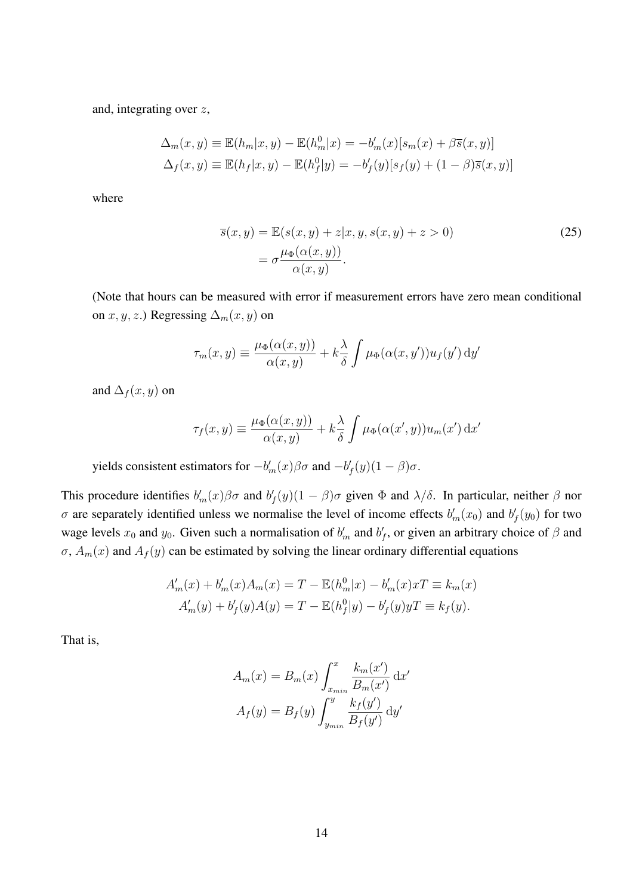and, integrating over $z$,

$$
\begin{aligned}
\Delta_m(x,y) &\equiv \mathbb{E}(h_m|x,y) - \mathbb{E}(h_m^0|x) = -b_m'(x)[s_m(x) + \beta\overline{s}(x,y)] \\
\Delta_f(x,y) &\equiv \mathbb{E}(h_f|x,y) - \mathbb{E}(h_f^0|y) = -b_f'(y)[s_f(y) + (1-\beta)\overline{s}(x,y)]
\end{aligned}
$$

where

$$
\begin{aligned}
\overline{s}(x,y) &= \mathbb{E}(s(x,y) + z|x,y,s(x,y) + z > 0) \\
&= \sigma \frac{\mu_\Phi(\alpha(x,y))}{\alpha(x,y)}.
\end{aligned}
\tag{25}
$$

(Note that hours can be measured with error if measurement errors have zero mean conditional on $x, y, z$.) Regressing $\Delta_m(x,y)$ on

$$
\tau_m(x,y) \equiv \frac{\mu_\Phi(\alpha(x,y))}{\alpha(x,y)} + k\frac{\lambda}{\delta}\int \mu_\Phi(\alpha(x,y'))u_f(y')\,\mathrm{d}y'
$$

and $\Delta_f(x,y)$ on

$$
\tau_f(x,y) \equiv \frac{\mu_\Phi(\alpha(x,y))}{\alpha(x,y)} + k\frac{\lambda}{\delta}\int \mu_\Phi(\alpha(x',y))u_m(x')\,\mathrm{d}x'
$$

yields consistent estimators for $-b_m'(x)\beta\sigma$ and $-b_f'(y)(1-\beta)\sigma$.

This procedure identifies $b_m'(x)\beta\sigma$ and $b_f'(y)(1-\beta)\sigma$ given $\Phi$ and $\lambda/\delta$. In particular, neither $\beta$ nor $\sigma$ are separately identified unless we normalise the level of income effects $b_m'(x_0)$ and $b_f'(y_0)$ for two wage levels $x_0$ and $y_0$. Given such a normalisation of $b_m'$ and $b_f'$, or given an arbitrary choice of $\beta$ and $\sigma$, $A_m(x)$ and $A_f(y)$ can be estimated by solving the linear ordinary differential equations

$$
\begin{aligned}
A_m'(x) + b_m'(x)A_m(x) &= T - \mathbb{E}(h_m^0|x) - b_m'(x)xT \equiv k_m(x) \\
A_m'(y) + b_f'(y)A(y) &= T - \mathbb{E}(h_f^0|y) - b_f'(y)yT \equiv k_f(y).
\end{aligned}
$$

That is,

$$
\begin{aligned}
A_m(x) &= B_m(x)\int_{x_{min}}^{x} \frac{k_m(x')}{B_m(x')}\,\mathrm{d}x' \\
A_f(y) &= B_f(y)\int_{y_{min}}^{y} \frac{k_f(y')}{B_f(y')}\,\mathrm{d}y'
\end{aligned}
$$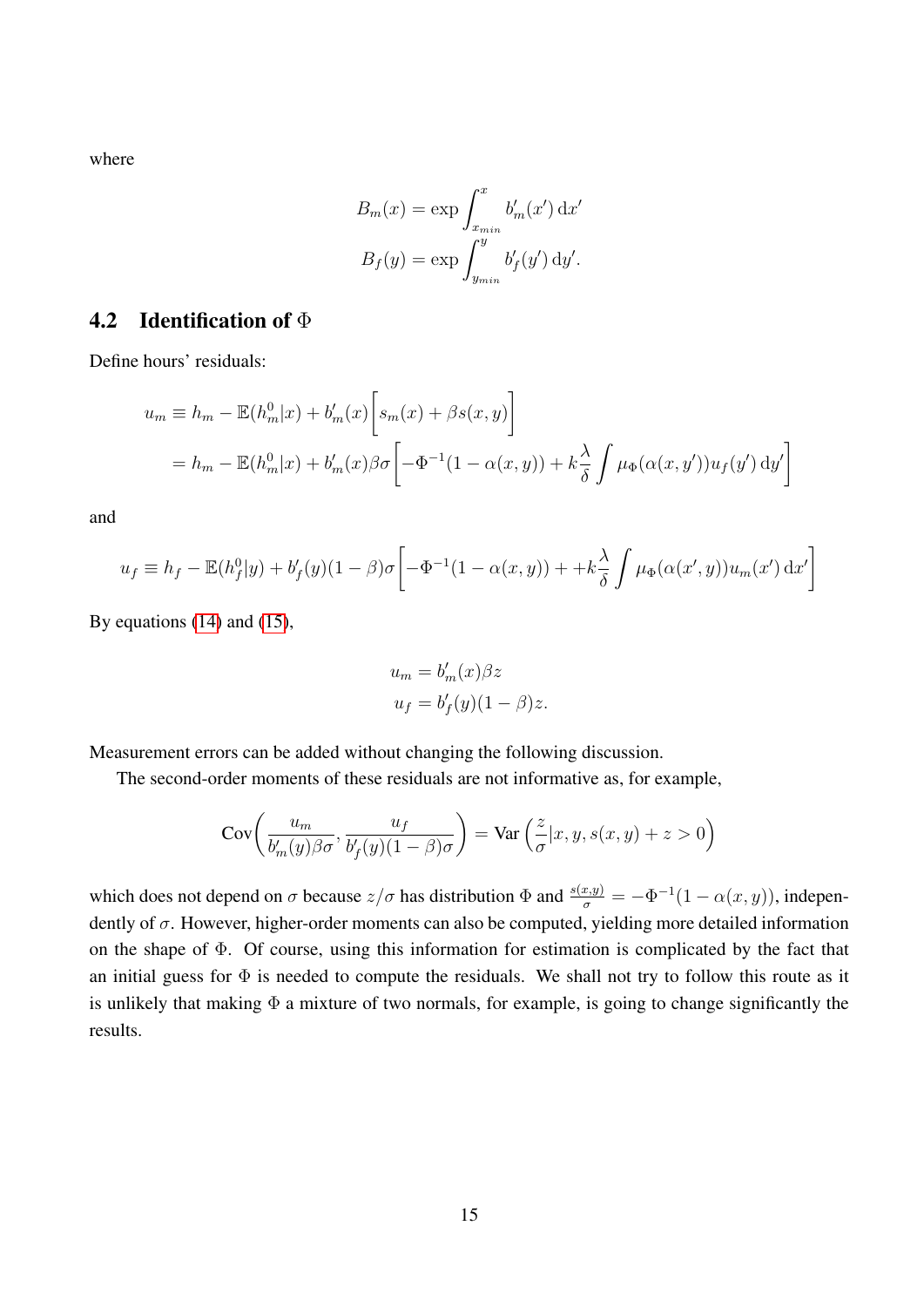where

$$B_m(x) = \exp \int_{x_{min}}^{x} b'_m(x') \, \mathrm{d}x'$$
$$B_f(y) = \exp \int_{y_{min}}^{y} b'_f(y') \, \mathrm{d}y'.$$

## 4.2 Identification of $\Phi$

Define hours' residuals:

$$\begin{aligned} u_m &\equiv h_m - \mathbb{E}(h_m^0|x) + b'_m(x)\bigg[s_m(x) + \beta s(x,y)\bigg] \\ &= h_m - \mathbb{E}(h_m^0|x) + b'_m(x)\beta\sigma\bigg[-\Phi^{-1}(1-\alpha(x,y)) + k\frac{\lambda}{\delta}\int \mu_\Phi(\alpha(x,y'))u_f(y') \, \mathrm{d}y'\bigg] \end{aligned}$$

and

$$u_f \equiv h_f - \mathbb{E}(h_f^0|y) + b'_f(y)(1-\beta)\sigma\bigg[-\Phi^{-1}(1-\alpha(x,y)) + +k\frac{\lambda}{\delta}\int \mu_\Phi(\alpha(x',y))u_m(x') \, \mathrm{d}x'\bigg]$$

By equations (14) and (15),

$$u_m = b'_m(x)\beta z$$
$$u_f = b'_f(y)(1-\beta)z.$$

Measurement errors can be added without changing the following discussion.

The second-order moments of these residuals are not informative as, for example,

$$\mathrm{Cov}\bigg(\frac{u_m}{b'_m(y)\beta\sigma}, \frac{u_f}{b'_f(y)(1-\beta)\sigma}\bigg) = \mathrm{Var}\left(\frac{z}{\sigma}|x,y,s(x,y)+z>0\right)$$

which does not depend on $\sigma$ because $z/\sigma$ has distribution $\Phi$ and $\frac{s(x,y)}{\sigma} = -\Phi^{-1}(1-\alpha(x,y))$, independently of $\sigma$. However, higher-order moments can also be computed, yielding more detailed information on the shape of $\Phi$. Of course, using this information for estimation is complicated by the fact that an initial guess for $\Phi$ is needed to compute the residuals. We shall not try to follow this route as it is unlikely that making $\Phi$ a mixture of two normals, for example, is going to change significantly the results.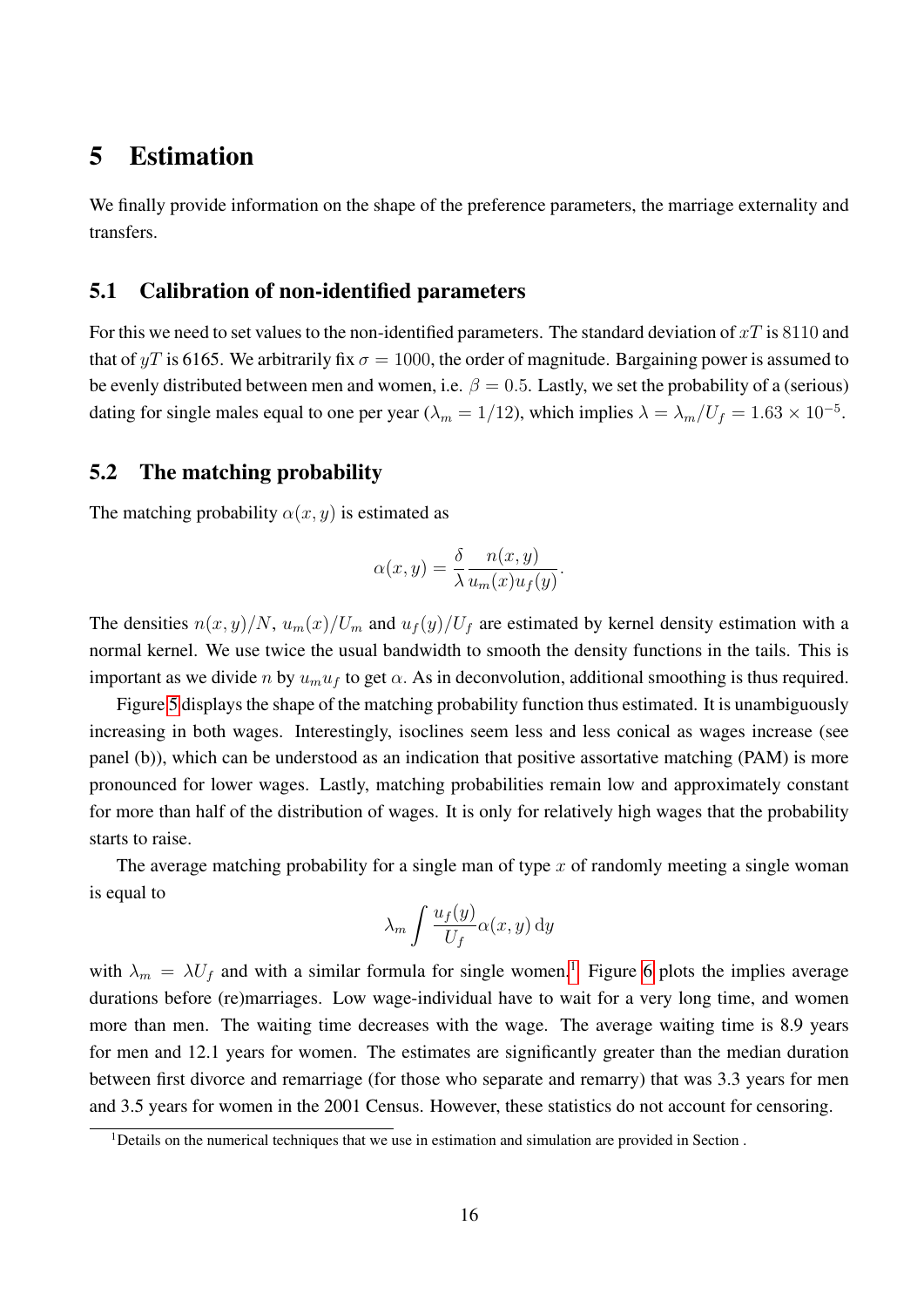# 5 Estimation

We finally provide information on the shape of the preference parameters, the marriage externality and transfers.

## 5.1 Calibration of non-identified parameters

For this we need to set values to the non-identified parameters. The standard deviation of $xT$ is $8110$ and that of $yT$ is 6165. We arbitrarily fix $\sigma = 1000$, the order of magnitude. Bargaining power is assumed to be evenly distributed between men and women, i.e. $\beta = 0.5$. Lastly, we set the probability of a (serious) dating for single males equal to one per year ($\lambda_m = 1/12$), which implies $\lambda = \lambda_m / U_f = 1.63 \times 10^{-5}$.

## 5.2 The matching probability

The matching probability $\alpha(x, y)$ is estimated as

$$\alpha(x, y) = \frac{\delta}{\lambda} \frac{n(x, y)}{u_m(x) u_f(y)}.$$

The densities $n(x, y)/N$, $u_m(x)/U_m$ and $u_f(y)/U_f$ are estimated by kernel density estimation with a normal kernel. We use twice the usual bandwidth to smooth the density functions in the tails. This is important as we divide $n$ by $u_m u_f$ to get $\alpha$. As in deconvolution, additional smoothing is thus required.

Figure 5 displays the shape of the matching probability function thus estimated. It is unambiguously increasing in both wages. Interestingly, isoclines seem less and less conical as wages increase (see panel (b)), which can be understood as an indication that positive assortative matching (PAM) is more pronounced for lower wages. Lastly, matching probabilities remain low and approximately constant for more than half of the distribution of wages. It is only for relatively high wages that the probability starts to raise.

The average matching probability for a single man of type $x$ of randomly meeting a single woman is equal to

$$\lambda_m \int \frac{u_f(y)}{U_f} \alpha(x, y) \, \mathrm{d}y$$

with $\lambda_m = \lambda U_f$ and with a similar formula for single women.[1] Figure 6 plots the implies average durations before (re)marriages. Low wage-individual have to wait for a very long time, and women more than men. The waiting time decreases with the wage. The average waiting time is 8.9 years for men and 12.1 years for women. The estimates are significantly greater than the median duration between first divorce and remarriage (for those who separate and remarry) that was 3.3 years for men and 3.5 years for women in the 2001 Census. However, these statistics do not account for censoring.

[1] Details on the numerical techniques that we use in estimation and simulation are provided in Section .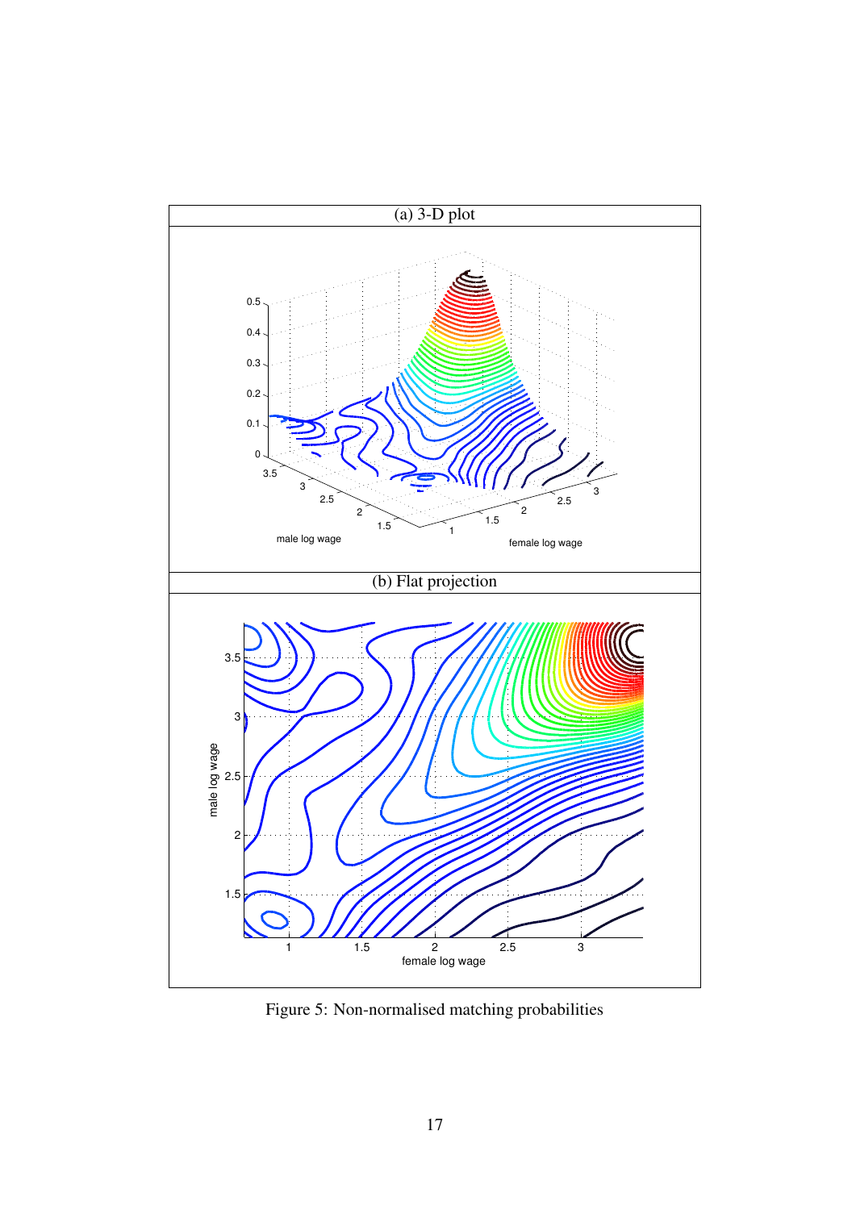(a) 3-D plot

(b) Flat projection

Figure 5: Non-normalised matching probabilities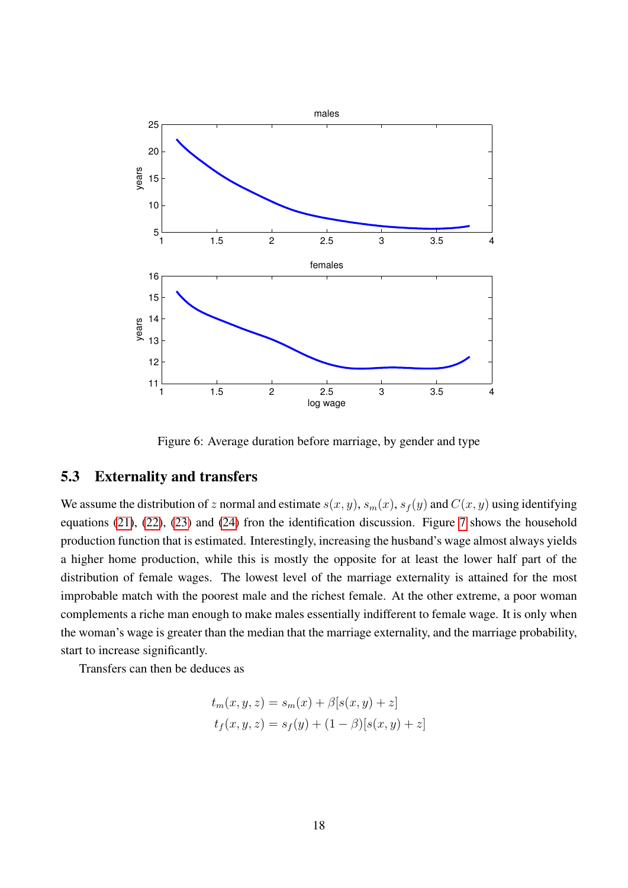Figure 6: Average duration before marriage, by gender and type

## 5.3 Externality and transfers

We assume the distribution of $z$ normal and estimate $s(x, y)$, $s_m(x)$, $s_f(y)$ and $C(x, y)$ using identifying equations (21), (22), (23) and (24) fron the identification discussion. Figure 7 shows the household production function that is estimated. Interestingly, increasing the husband's wage almost always yields a higher home production, while this is mostly the opposite for at least the lower half part of the distribution of female wages. The lowest level of the marriage externality is attained for the most improbable match with the poorest male and the richest female. At the other extreme, a poor woman complements a riche man enough to make males essentially indifferent to female wage. It is only when the woman's wage is greater than the median that the marriage externality, and the marriage probability, start to increase significantly.

Transfers can then be deduces as

$$
\begin{aligned}
t_m(x, y, z) &= s_m(x) + \beta[s(x, y) + z] \\
t_f(x, y, z) &= s_f(y) + (1 - \beta)[s(x, y) + z]
\end{aligned}
$$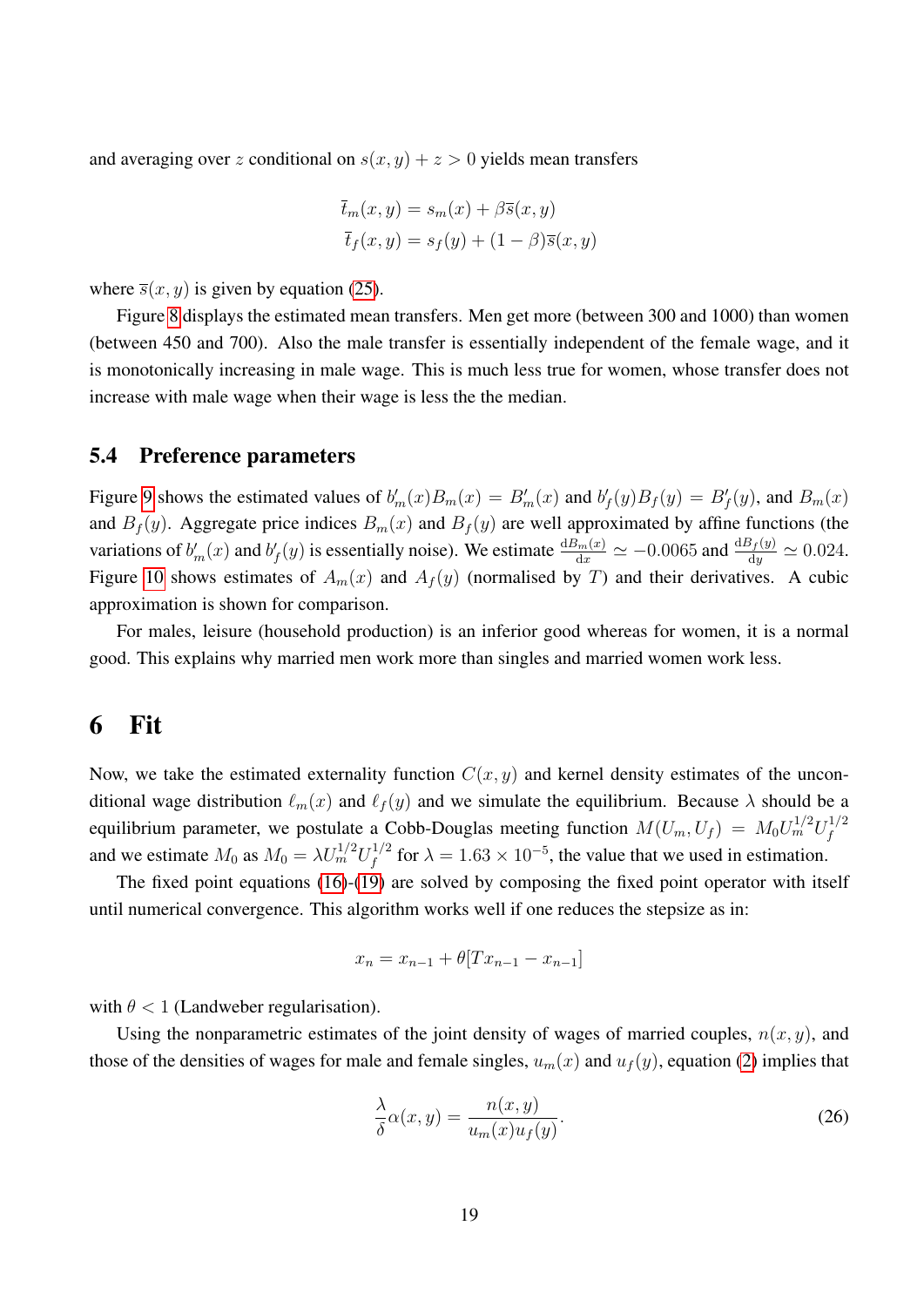and averaging over $z$ conditional on $s(x,y)+z>0$ yields mean transfers

$$\bar{t}_m(x,y) = s_m(x) + \beta \bar{s}(x,y)$$
$$\bar{t}_f(x,y) = s_f(y) + (1-\beta)\bar{s}(x,y)$$

where $\bar{s}(x,y)$ is given by equation (25).

Figure 8 displays the estimated mean transfers. Men get more (between 300 and 1000) than women (between 450 and 700). Also the male transfer is essentially independent of the female wage, and it is monotonically increasing in male wage. This is much less true for women, whose transfer does not increase with male wage when their wage is less the the median.

## 5.4 Preference parameters

Figure 9 shows the estimated values of $b_m'(x)B_m(x) = B_m'(x)$ and $b_f'(y)B_f(y) = B_f'(y)$, and $B_m(x)$ and $B_f(y)$. Aggregate price indices $B_m(x)$ and $B_f(y)$ are well approximated by affine functions (the variations of $b_m'(x)$ and $b_f'(y)$ is essentially noise). We estimate $\frac{\mathrm{d}B_m(x)}{\mathrm{d}x} \simeq -0.0065$ and $\frac{\mathrm{d}B_f(y)}{\mathrm{d}y} \simeq 0.024$. Figure 10 shows estimates of $A_m(x)$ and $A_f(y)$ (normalised by $T$) and their derivatives. A cubic approximation is shown for comparison.

For males, leisure (household production) is an inferior good whereas for women, it is a normal good. This explains why married men work more than singles and married women work less.

# 6 Fit

Now, we take the estimated externality function $C(x,y)$ and kernel density estimates of the unconditional wage distribution $\ell_m(x)$ and $\ell_f(y)$ and we simulate the equilibrium. Because $\lambda$ should be a equilibrium parameter, we postulate a Cobb-Douglas meeting function $M(U_m, U_f) = M_0 U_m^{1/2} U_f^{1/2}$ and we estimate $M_0$ as $M_0 = \lambda U_m^{1/2} U_f^{1/2}$ for $\lambda = 1.63 \times 10^{-5}$, the value that we used in estimation.

The fixed point equations (16)-(19) are solved by composing the fixed point operator with itself until numerical convergence. This algorithm works well if one reduces the stepsize as in:

$$x_n = x_{n-1} + \theta[Tx_{n-1} - x_{n-1}]$$

with $\theta < 1$ (Landweber regularisation).

Using the nonparametric estimates of the joint density of wages of married couples, $n(x,y)$, and those of the densities of wages for male and female singles, $u_m(x)$ and $u_f(y)$, equation (2) implies that

$$\frac{\lambda}{\delta}\alpha(x,y) = \frac{n(x,y)}{u_m(x)u_f(y)}. \tag{26}$$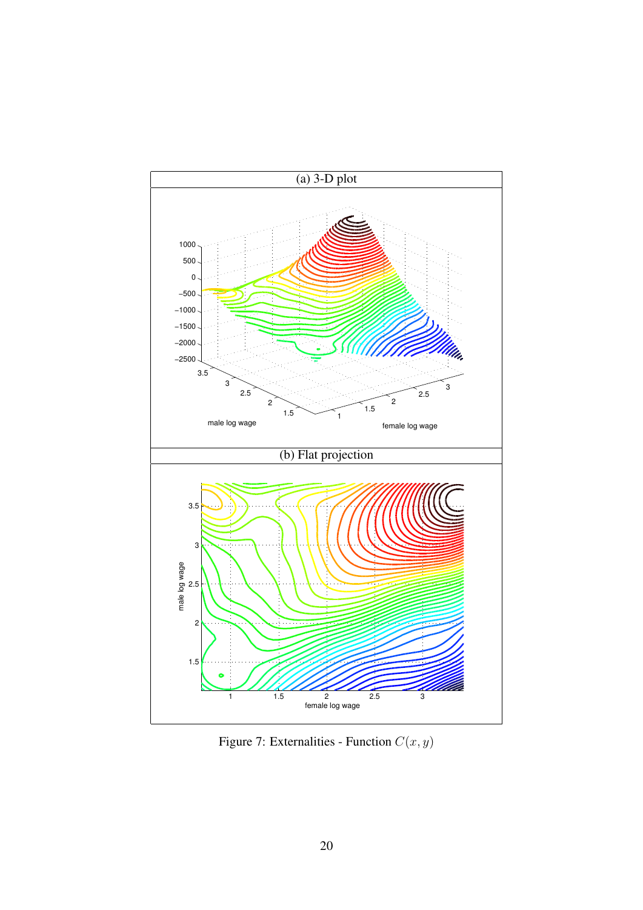(a) 3-D plot

(b) Flat projection

Figure 7: Externalities - Function $C(x, y)$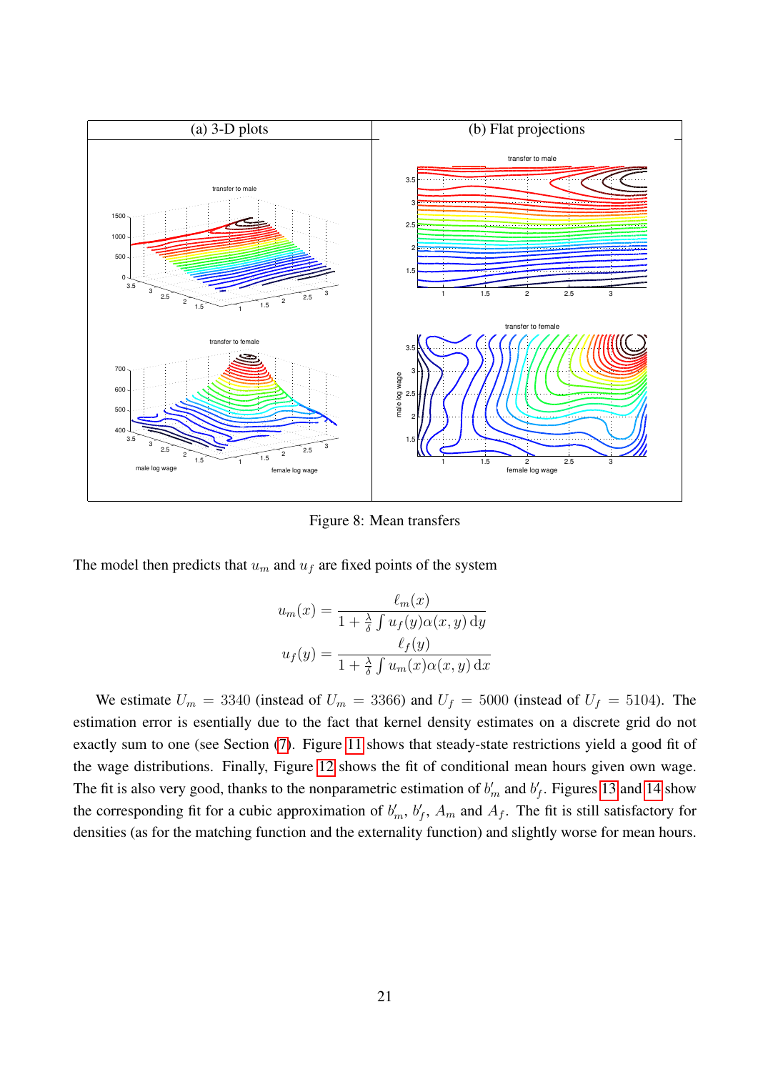Figure 8: Mean transfers

The model then predicts that $u_m$ and $u_f$ are fixed points of the system

$$u_m(x) = \frac{\ell_m(x)}{1 + \frac{\lambda}{\delta}\int u_f(y)\alpha(x,y)\,\mathrm{d}y}$$

$$u_f(y) = \frac{\ell_f(y)}{1 + \frac{\lambda}{\delta}\int u_m(x)\alpha(x,y)\,\mathrm{d}x}$$

We estimate $U_m = 3340$ (instead of $U_m = 3366$) and $U_f = 5000$ (instead of $U_f = 5104$). The estimation error is esentially due to the fact that kernel density estimates on a discrete grid do not exactly sum to one (see Section (7). Figure 11 shows that steady-state restrictions yield a good fit of the wage distributions. Finally, Figure 12 shows the fit of conditional mean hours given own wage. The fit is also very good, thanks to the nonparametric estimation of $b'_m$ and $b'_f$. Figures 13 and 14 show the corresponding fit for a cubic approximation of $b'_m$, $b'_f$, $A_m$ and $A_f$. The fit is still satisfactory for densities (as for the matching function and the externality function) and slightly worse for mean hours.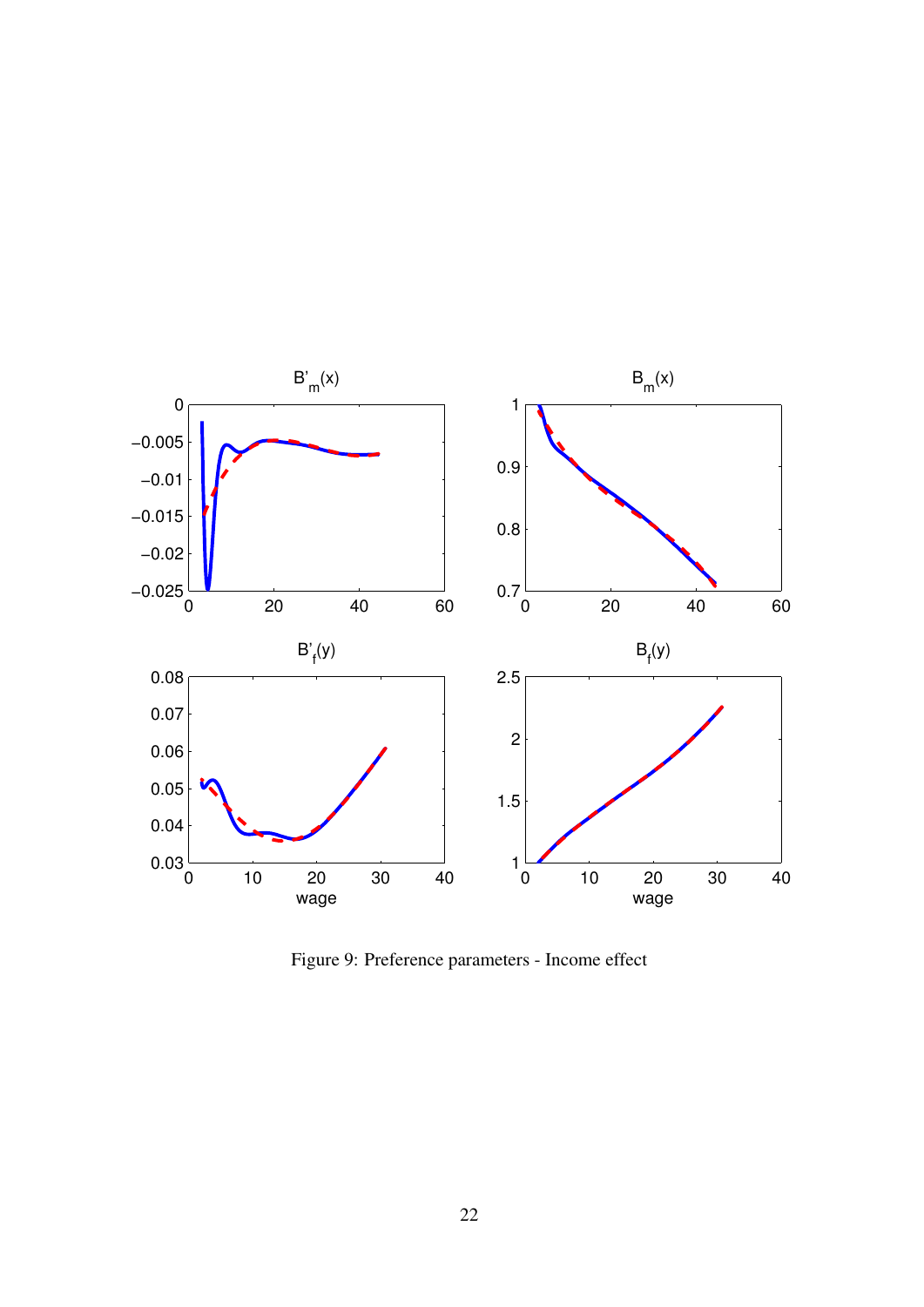Figure 9: Preference parameters - Income effect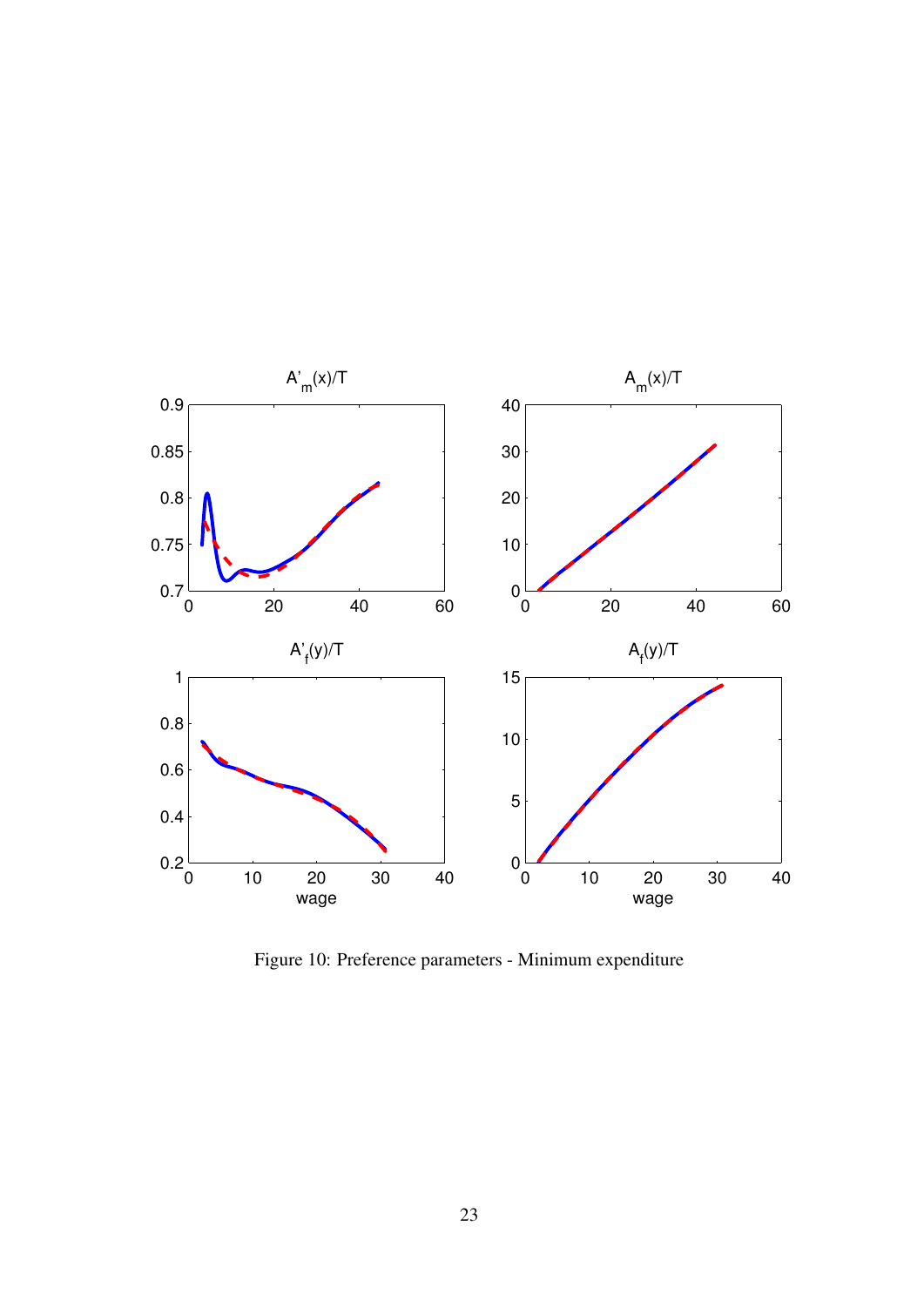Figure 10: Preference parameters - Minimum expenditure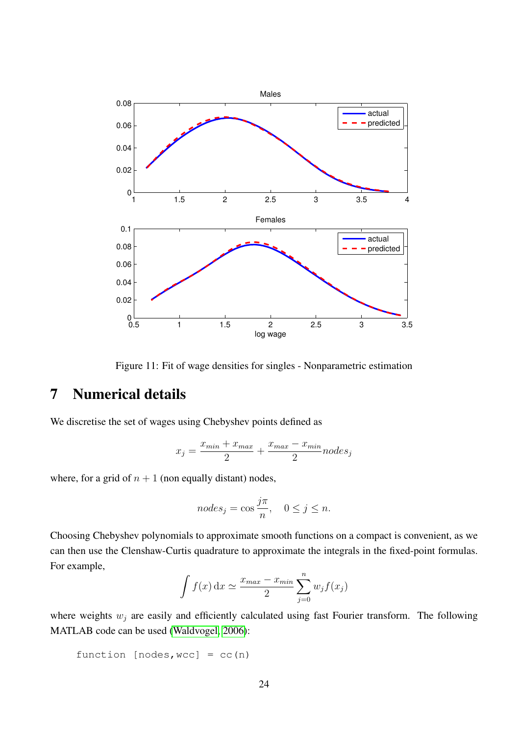Figure 11: Fit of wage densities for singles - Nonparametric estimation

# 7 Numerical details

We discretise the set of wages using Chebyshev points defined as

$$x_j = \frac{x_{min} + x_{max}}{2} + \frac{x_{max} - x_{min}}{2} nodes_j$$

where, for a grid of $n + 1$ (non equally distant) nodes,

$$nodes_j = \cos \frac{j\pi}{n}, \quad 0 \leq j \leq n.$$

Choosing Chebyshev polynomials to approximate smooth functions on a compact is convenient, as we can then use the Clenshaw-Curtis quadrature to approximate the integrals in the fixed-point formulas. For example,

$$\int f(x)\,\mathrm{d}x \simeq \frac{x_{max} - x_{min}}{2} \sum_{j=0}^{n} w_j f(x_j)$$

where weights $w_j$ are easily and efficiently calculated using fast Fourier transform. The following MATLAB code can be used (Waldvogel, 2006):

```
function [nodes,wcc] = cc(n)
```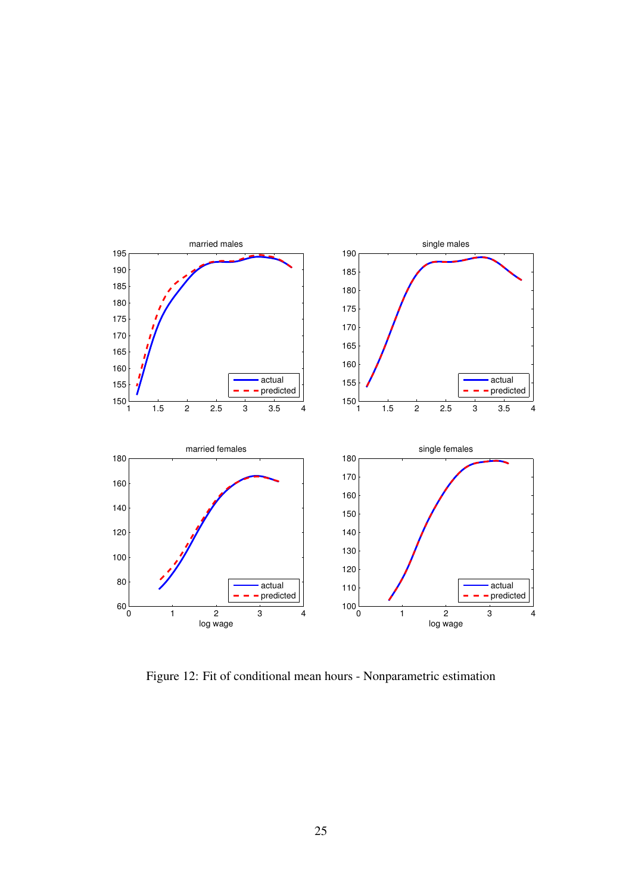Figure 12: Fit of conditional mean hours - Nonparametric estimation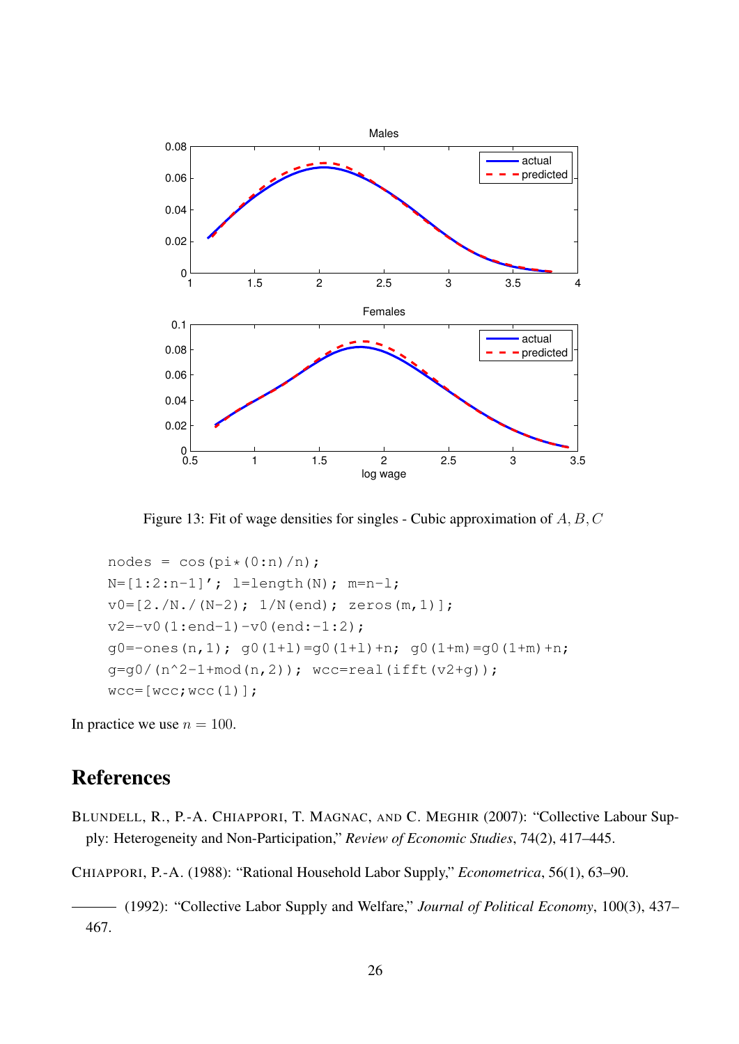Figure 13: Fit of wage densities for singles - Cubic approximation of $A, B, C$

```
nodes = cos(pi*(0:n)/n);
N=[1:2:n-1]'; l=length(N); m=n-l;
v0=[2./N./(N-2); 1/N(end); zeros(m,1)];
v2=-v0(1:end-1)-v0(end:-1:2);
g0=-ones(n,1); g0(1+l)=g0(1+l)+n; g0(1+m)=g0(1+m)+n;
g=g0/(n^2-1+mod(n,2)); wcc=real(ifft(v2+g));
wcc=[wcc;wcc(1)];
```

In practice we use $n = 100$.

# References

BLUNDELL, R., P.-A. CHIAPPORI, T. MAGNAC, AND C. MEGHIR (2007): "Collective Labour Supply: Heterogeneity and Non-Participation," *Review of Economic Studies*, 74(2), 417–445.

CHIAPPORI, P.-A. (1988): "Rational Household Labor Supply," *Econometrica*, 56(1), 63–90.

——— (1992): "Collective Labor Supply and Welfare," *Journal of Political Economy*, 100(3), 437–467.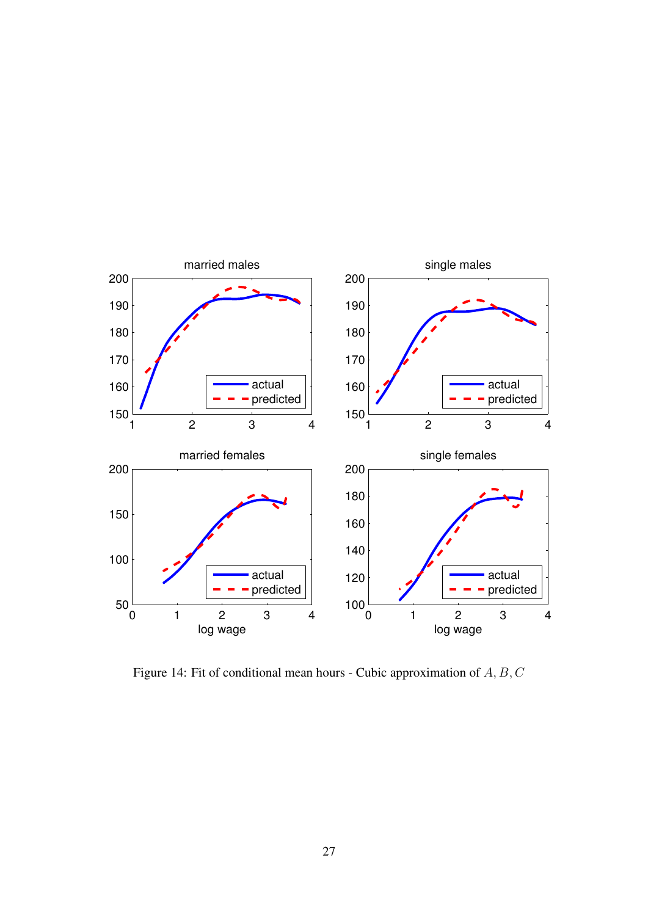Figure 14: Fit of conditional mean hours - Cubic approximation of $A, B, C$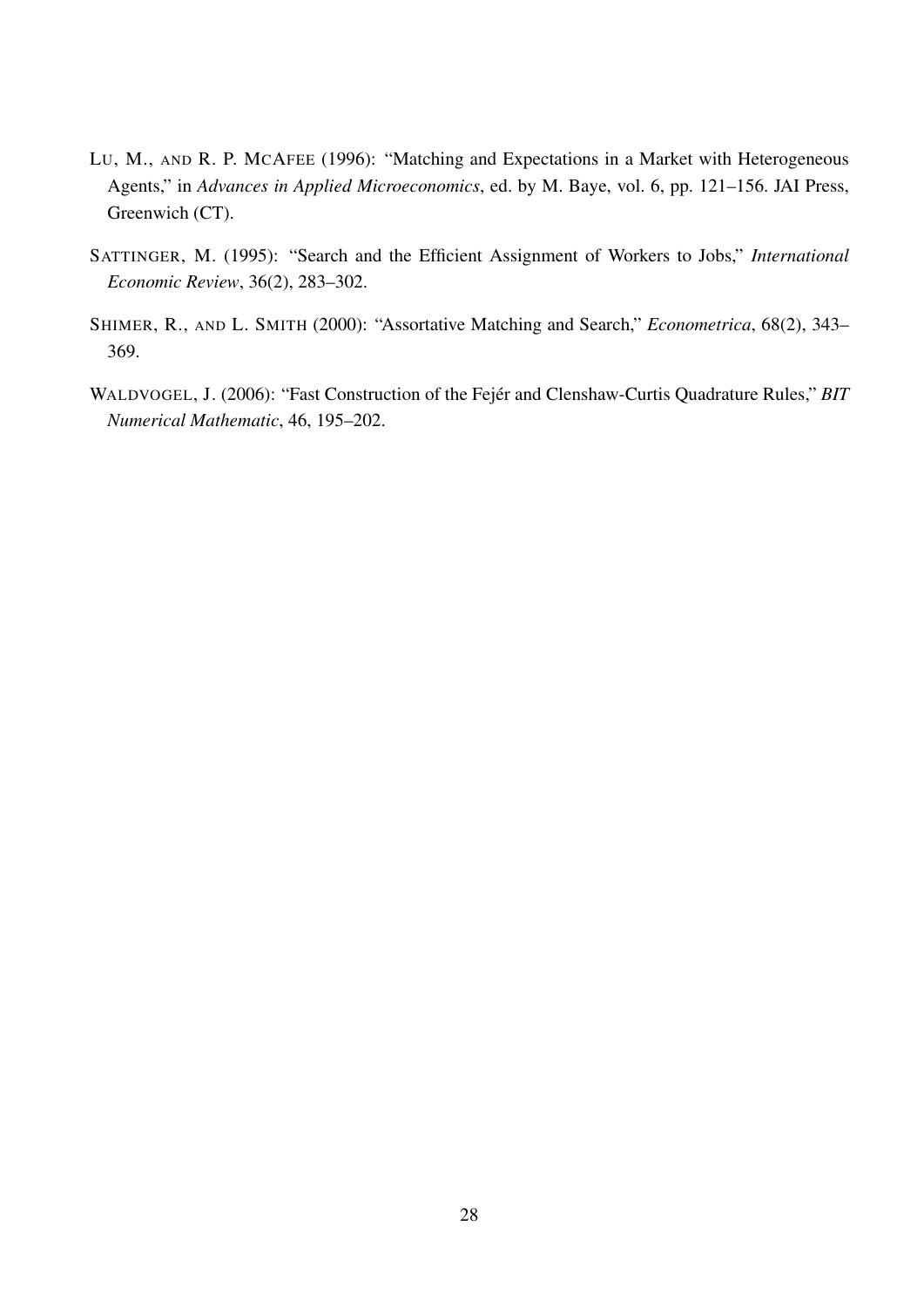LU, M., AND R. P. MCAFEE (1996): "Matching and Expectations in a Market with Heterogeneous Agents," in *Advances in Applied Microeconomics*, ed. by M. Baye, vol. 6, pp. 121–156. JAI Press, Greenwich (CT).

SATTINGER, M. (1995): "Search and the Efficient Assignment of Workers to Jobs," *International Economic Review*, 36(2), 283–302.

SHIMER, R., AND L. SMITH (2000): "Assortative Matching and Search," *Econometrica*, 68(2), 343–369.

WALDVOGEL, J. (2006): "Fast Construction of the Fejér and Clenshaw-Curtis Quadrature Rules," *BIT Numerical Mathematic*, 46, 195–202.